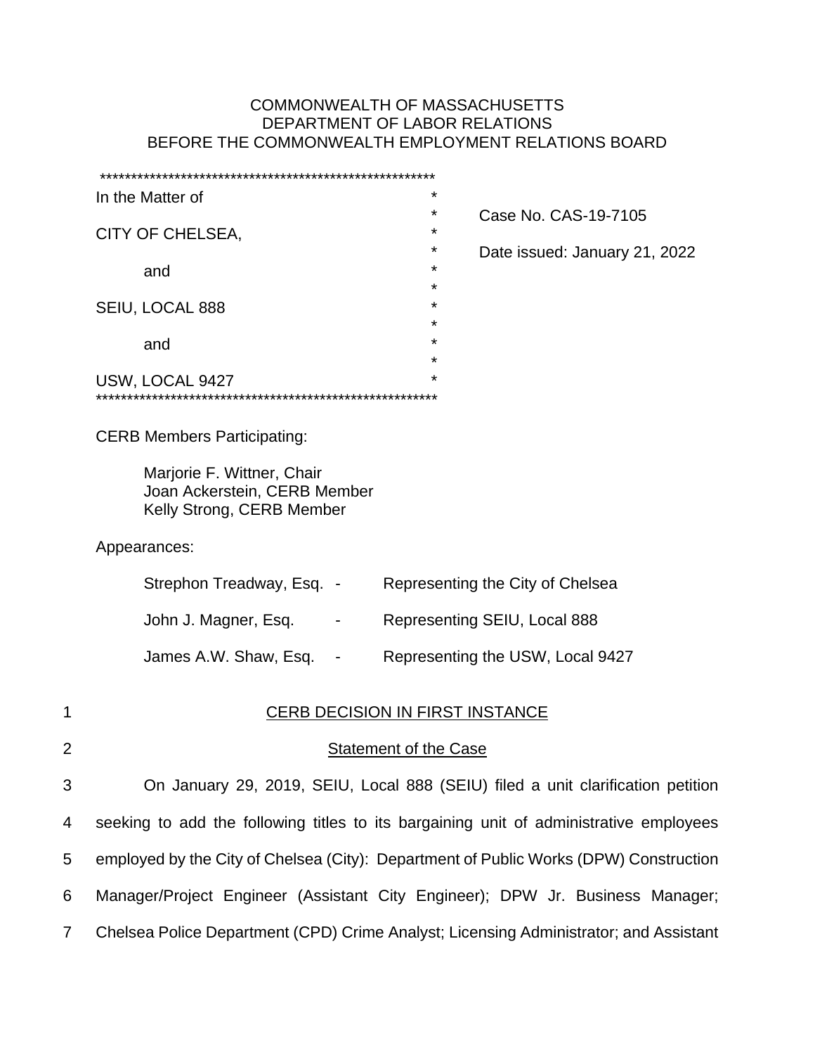COMMONWEALTH OF MASSACHUSETTS
DEPARTMENT OF LABOR RELATIONS
BEFORE THE COMMONWEALTH EMPLOYMENT RELATIONS BOARD

| | |
|---|---|
| In the Matter of<br><br>CITY OF CHELSEA,<br><br>and<br><br>SEIU, LOCAL 888<br><br>and<br><br>USW, LOCAL 9427 | Case No. CAS-19-7105<br><br>Date issued: January 21, 2022 |

CERB Members Participating:

Marjorie F. Wittner, Chair
Joan Ackerstein, CERB Member
Kelly Strong, CERB Member

Appearances:

| | | |
|---|---|---|
| Strephon Treadway, Esq. | - | Representing the City of Chelsea |
| John J. Magner, Esq. | - | Representing SEIU, Local 888 |
| James A.W. Shaw, Esq. | - | Representing the USW, Local 9427 |

## CERB DECISION IN FIRST INSTANCE

### Statement of the Case

On January 29, 2019, SEIU, Local 888 (SEIU) filed a unit clarification petition seeking to add the following titles to its bargaining unit of administrative employees employed by the City of Chelsea (City): Department of Public Works (DPW) Construction Manager/Project Engineer (Assistant City Engineer); DPW Jr. Business Manager; Chelsea Police Department (CPD) Crime Analyst; Licensing Administrator; and Assistant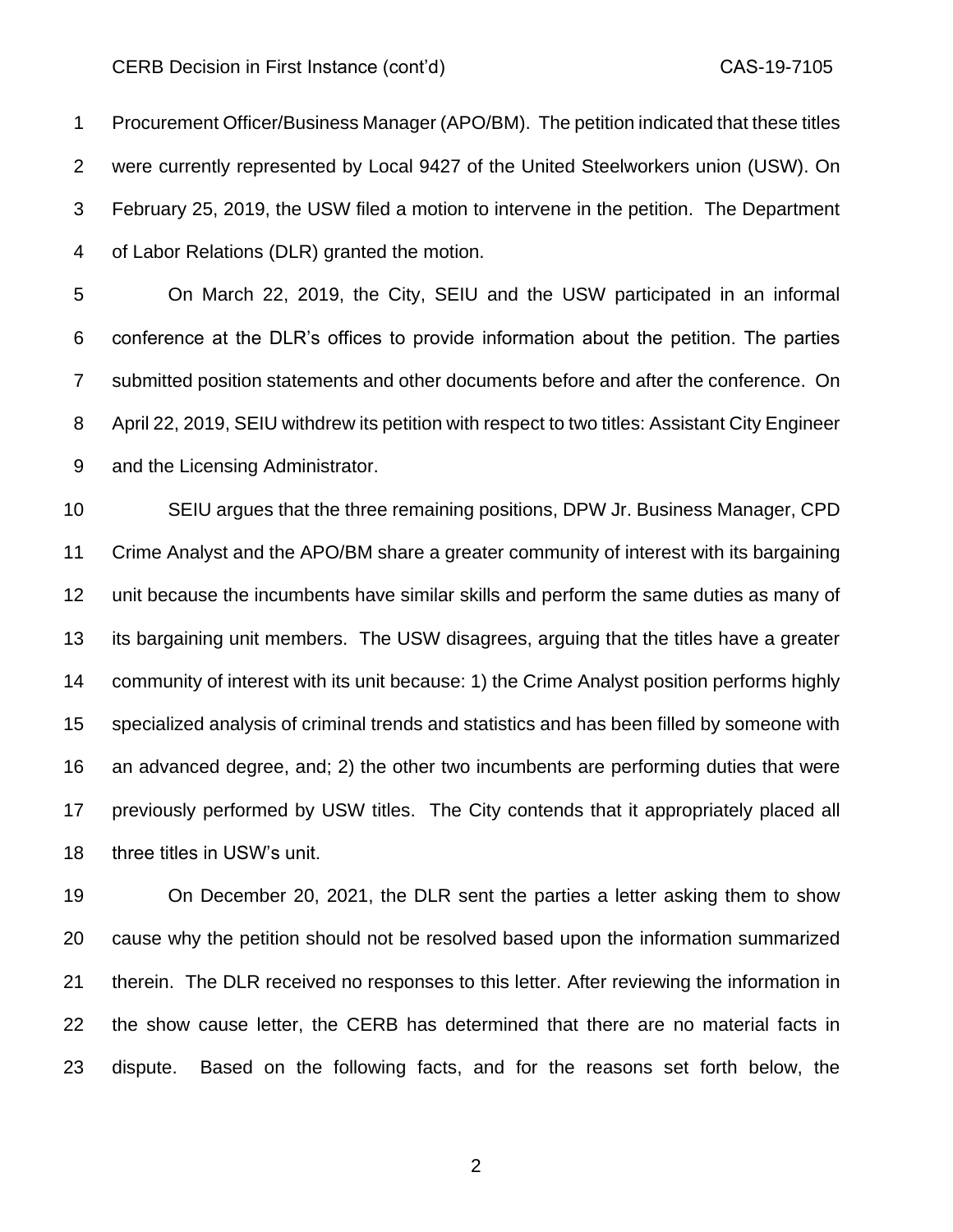Procurement Officer/Business Manager (APO/BM). The petition indicated that these titles were currently represented by Local 9427 of the United Steelworkers union (USW). On February 25, 2019, the USW filed a motion to intervene in the petition. The Department of Labor Relations (DLR) granted the motion.

On March 22, 2019, the City, SEIU and the USW participated in an informal conference at the DLR's offices to provide information about the petition. The parties submitted position statements and other documents before and after the conference. On April 22, 2019, SEIU withdrew its petition with respect to two titles: Assistant City Engineer and the Licensing Administrator.

SEIU argues that the three remaining positions, DPW Jr. Business Manager, CPD Crime Analyst and the APO/BM share a greater community of interest with its bargaining unit because the incumbents have similar skills and perform the same duties as many of its bargaining unit members. The USW disagrees, arguing that the titles have a greater community of interest with its unit because: 1) the Crime Analyst position performs highly specialized analysis of criminal trends and statistics and has been filled by someone with an advanced degree, and; 2) the other two incumbents are performing duties that were previously performed by USW titles. The City contends that it appropriately placed all three titles in USW's unit.

On December 20, 2021, the DLR sent the parties a letter asking them to show cause why the petition should not be resolved based upon the information summarized therein. The DLR received no responses to this letter. After reviewing the information in the show cause letter, the CERB has determined that there are no material facts in dispute. Based on the following facts, and for the reasons set forth below, the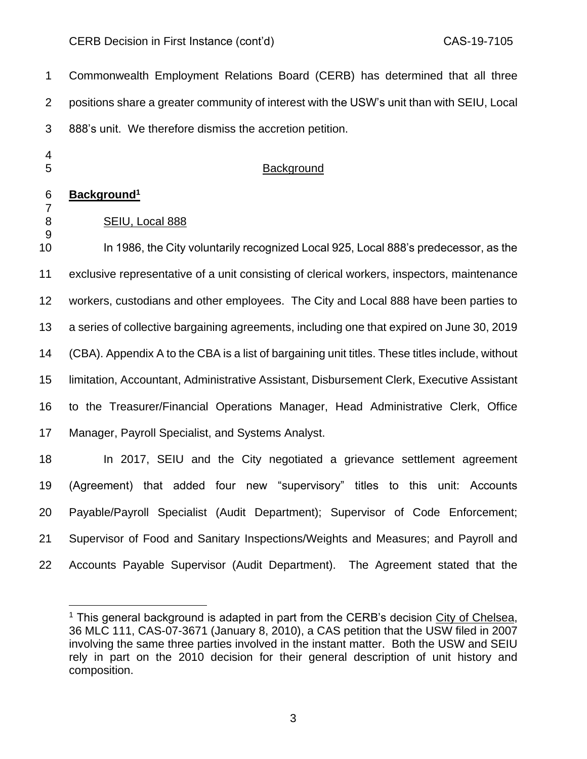Commonwealth Employment Relations Board (CERB) has determined that all three positions share a greater community of interest with the USW's unit than with SEIU, Local 888's unit. We therefore dismiss the accretion petition.

<u>Background</u>

## Background[1]

<u>SEIU, Local 888</u>

In 1986, the City voluntarily recognized Local 925, Local 888's predecessor, as the exclusive representative of a unit consisting of clerical workers, inspectors, maintenance workers, custodians and other employees. The City and Local 888 have been parties to a series of collective bargaining agreements, including one that expired on June 30, 2019 (CBA). Appendix A to the CBA is a list of bargaining unit titles. These titles include, without limitation, Accountant, Administrative Assistant, Disbursement Clerk, Executive Assistant to the Treasurer/Financial Operations Manager, Head Administrative Clerk, Office Manager, Payroll Specialist, and Systems Analyst.

In 2017, SEIU and the City negotiated a grievance settlement agreement (Agreement) that added four new "supervisory" titles to this unit: Accounts Payable/Payroll Specialist (Audit Department); Supervisor of Code Enforcement; Supervisor of Food and Sanitary Inspections/Weights and Measures; and Payroll and Accounts Payable Supervisor (Audit Department). The Agreement stated that the

---

[1] This general background is adapted in part from the CERB's decision <u>City of Chelsea</u>, 36 MLC 111, CAS-07-3671 (January 8, 2010), a CAS petition that the USW filed in 2007 involving the same three parties involved in the instant matter. Both the USW and SEIU rely in part on the 2010 decision for their general description of unit history and composition.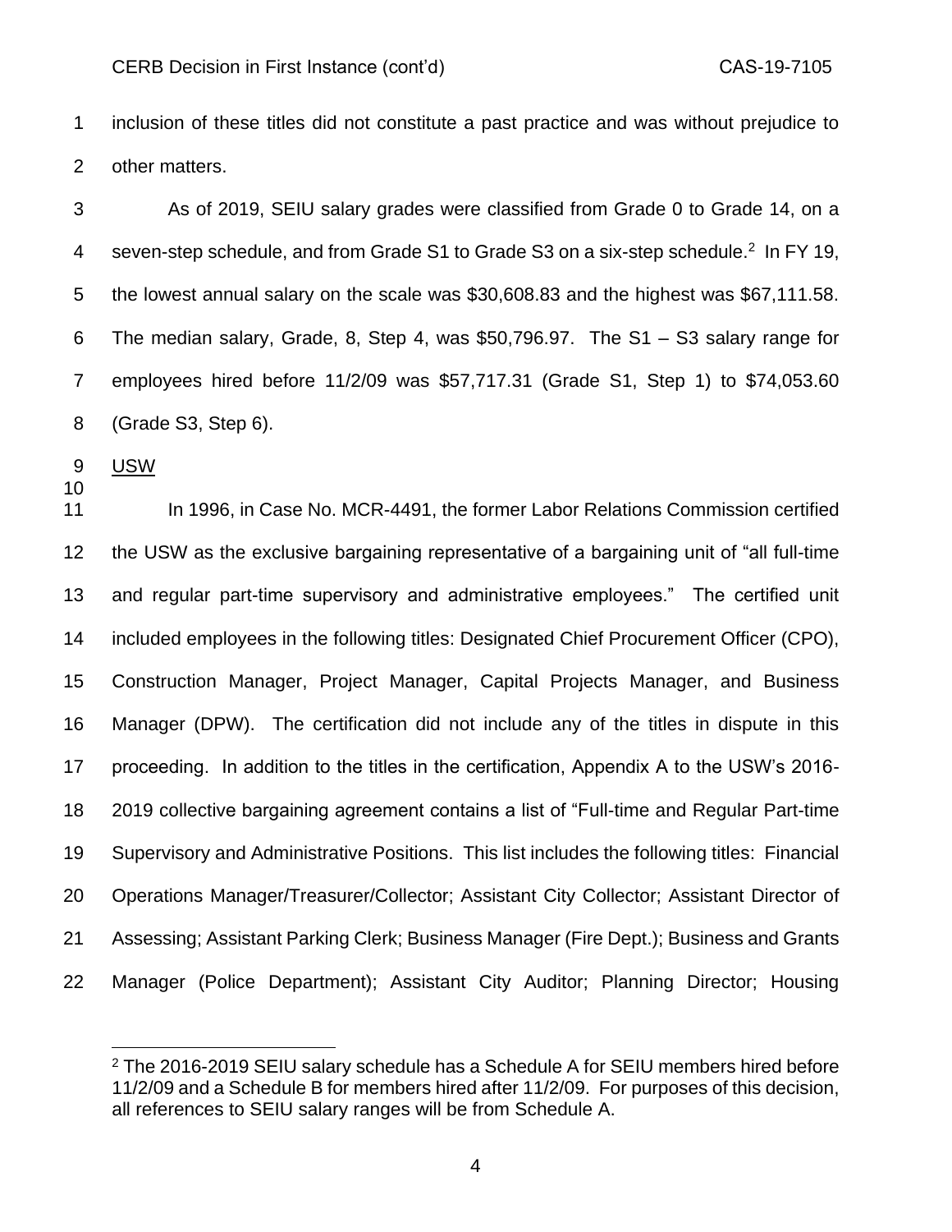inclusion of these titles did not constitute a past practice and was without prejudice to other matters.

As of 2019, SEIU salary grades were classified from Grade 0 to Grade 14, on a seven-step schedule, and from Grade S1 to Grade S3 on a six-step schedule.[2] In FY 19, the lowest annual salary on the scale was $30,608.83 and the highest was $67,111.58. The median salary, Grade, 8, Step 4, was $50,796.97. The S1 – S3 salary range for employees hired before 11/2/09 was $57,717.31 (Grade S1, Step 1) to $74,053.60 (Grade S3, Step 6).

USW

In 1996, in Case No. MCR-4491, the former Labor Relations Commission certified the USW as the exclusive bargaining representative of a bargaining unit of "all full-time and regular part-time supervisory and administrative employees." The certified unit included employees in the following titles: Designated Chief Procurement Officer (CPO), Construction Manager, Project Manager, Capital Projects Manager, and Business Manager (DPW). The certification did not include any of the titles in dispute in this proceeding. In addition to the titles in the certification, Appendix A to the USW's 2016-2019 collective bargaining agreement contains a list of "Full-time and Regular Part-time Supervisory and Administrative Positions. This list includes the following titles: Financial Operations Manager/Treasurer/Collector; Assistant City Collector; Assistant Director of Assessing; Assistant Parking Clerk; Business Manager (Fire Dept.); Business and Grants Manager (Police Department); Assistant City Auditor; Planning Director; Housing

[2] The 2016-2019 SEIU salary schedule has a Schedule A for SEIU members hired before 11/2/09 and a Schedule B for members hired after 11/2/09. For purposes of this decision, all references to SEIU salary ranges will be from Schedule A.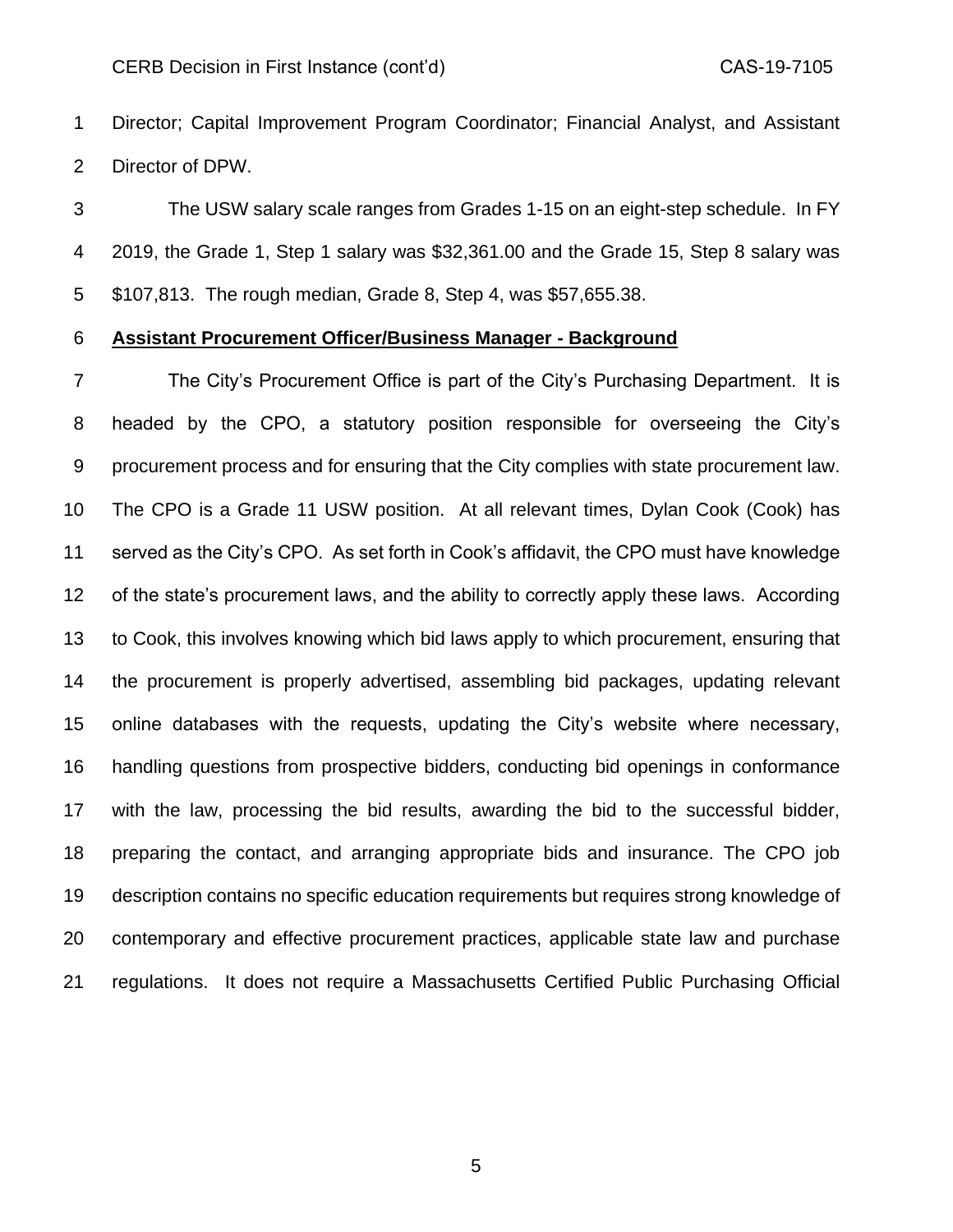Director; Capital Improvement Program Coordinator; Financial Analyst, and Assistant Director of DPW.

The USW salary scale ranges from Grades 1-15 on an eight-step schedule. In FY 2019, the Grade 1, Step 1 salary was $32,361.00 and the Grade 15, Step 8 salary was $107,813. The rough median, Grade 8, Step 4, was $57,655.38.

**Assistant Procurement Officer/Business Manager - Background**

The City's Procurement Office is part of the City's Purchasing Department. It is headed by the CPO, a statutory position responsible for overseeing the City's procurement process and for ensuring that the City complies with state procurement law. The CPO is a Grade 11 USW position. At all relevant times, Dylan Cook (Cook) has served as the City's CPO. As set forth in Cook's affidavit, the CPO must have knowledge of the state's procurement laws, and the ability to correctly apply these laws. According to Cook, this involves knowing which bid laws apply to which procurement, ensuring that the procurement is properly advertised, assembling bid packages, updating relevant online databases with the requests, updating the City's website where necessary, handling questions from prospective bidders, conducting bid openings in conformance with the law, processing the bid results, awarding the bid to the successful bidder, preparing the contact, and arranging appropriate bids and insurance. The CPO job description contains no specific education requirements but requires strong knowledge of contemporary and effective procurement practices, applicable state law and purchase regulations. It does not require a Massachusetts Certified Public Purchasing Official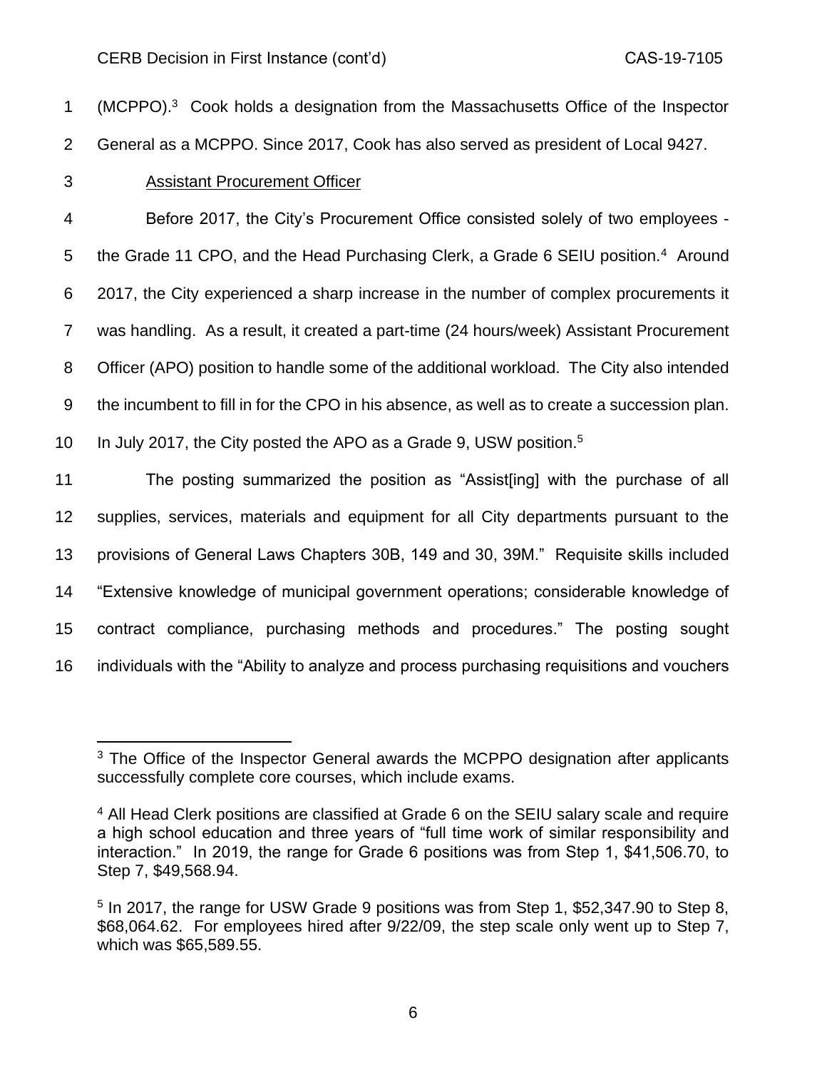(MCPPO).[3] Cook holds a designation from the Massachusetts Office of the Inspector General as a MCPPO. Since 2017, Cook has also served as president of Local 9427.

Assistant Procurement Officer

Before 2017, the City's Procurement Office consisted solely of two employees - the Grade 11 CPO, and the Head Purchasing Clerk, a Grade 6 SEIU position.[4] Around 2017, the City experienced a sharp increase in the number of complex procurements it was handling. As a result, it created a part-time (24 hours/week) Assistant Procurement Officer (APO) position to handle some of the additional workload. The City also intended the incumbent to fill in for the CPO in his absence, as well as to create a succession plan. In July 2017, the City posted the APO as a Grade 9, USW position.[5]

The posting summarized the position as "Assist[ing] with the purchase of all supplies, services, materials and equipment for all City departments pursuant to the provisions of General Laws Chapters 30B, 149 and 30, 39M." Requisite skills included "Extensive knowledge of municipal government operations; considerable knowledge of contract compliance, purchasing methods and procedures." The posting sought individuals with the "Ability to analyze and process purchasing requisitions and vouchers

---

[3] The Office of the Inspector General awards the MCPPO designation after applicants successfully complete core courses, which include exams.

[4] All Head Clerk positions are classified at Grade 6 on the SEIU salary scale and require a high school education and three years of "full time work of similar responsibility and interaction." In 2019, the range for Grade 6 positions was from Step 1, $41,506.70, to Step 7, $49,568.94.

[5] In 2017, the range for USW Grade 9 positions was from Step 1, $52,347.90 to Step 8, $68,064.62. For employees hired after 9/22/09, the step scale only went up to Step 7, which was $65,589.55.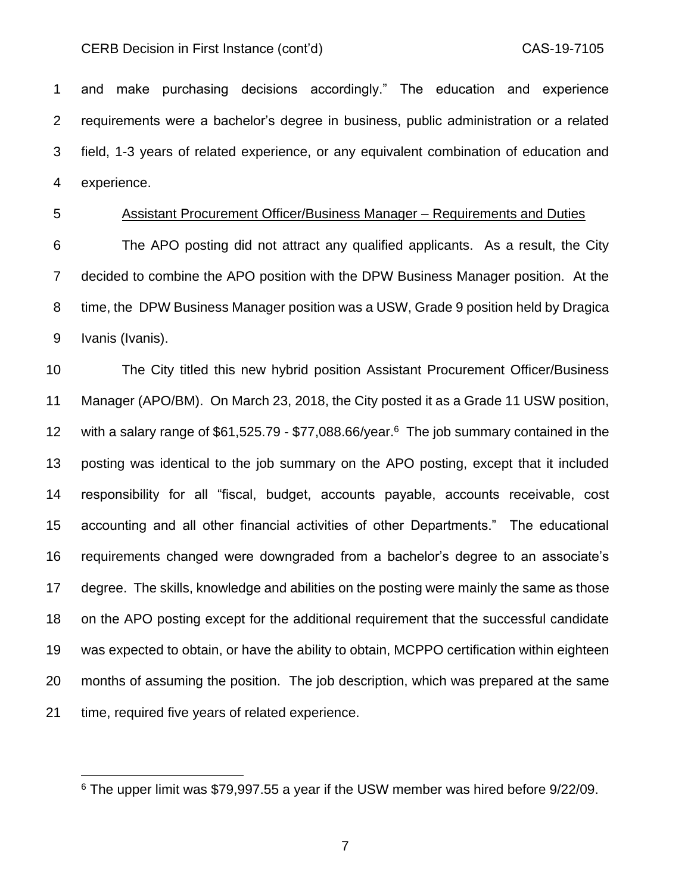and make purchasing decisions accordingly." The education and experience requirements were a bachelor's degree in business, public administration or a related field, 1-3 years of related experience, or any equivalent combination of education and experience.

<u>Assistant Procurement Officer/Business Manager – Requirements and Duties</u>

The APO posting did not attract any qualified applicants. As a result, the City decided to combine the APO position with the DPW Business Manager position. At the time, the DPW Business Manager position was a USW, Grade 9 position held by Dragica Ivanis (Ivanis).

The City titled this new hybrid position Assistant Procurement Officer/Business Manager (APO/BM). On March 23, 2018, the City posted it as a Grade 11 USW position, with a salary range of $61,525.79 - $77,088.66/year.[6] The job summary contained in the posting was identical to the job summary on the APO posting, except that it included responsibility for all "fiscal, budget, accounts payable, accounts receivable, cost accounting and all other financial activities of other Departments." The educational requirements changed were downgraded from a bachelor's degree to an associate's degree. The skills, knowledge and abilities on the posting were mainly the same as those on the APO posting except for the additional requirement that the successful candidate was expected to obtain, or have the ability to obtain, MCPPO certification within eighteen months of assuming the position. The job description, which was prepared at the same time, required five years of related experience.

---

[6] The upper limit was $79,997.55 a year if the USW member was hired before 9/22/09.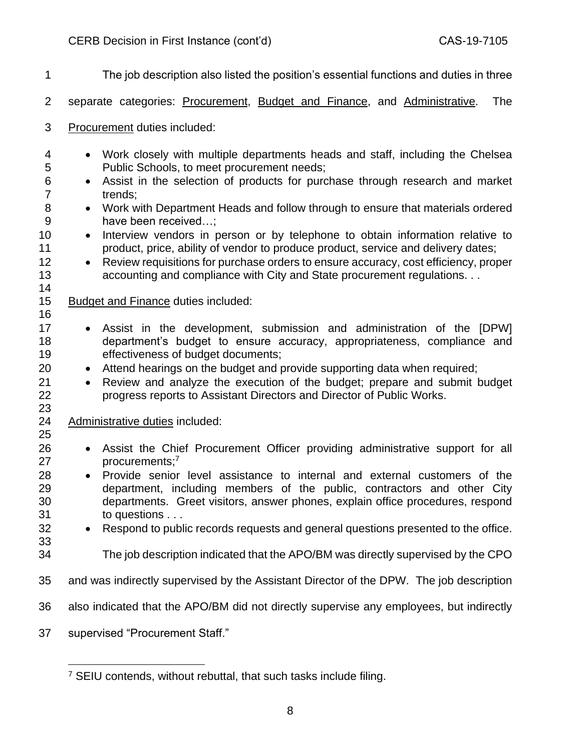The job description also listed the position's essential functions and duties in three separate categories: <u>Procurement</u>, <u>Budget and Finance</u>, and <u>Administrative</u>. The <u>Procurement</u> duties included:

- Work closely with multiple departments heads and staff, including the Chelsea Public Schools, to meet procurement needs;
- Assist in the selection of products for purchase through research and market trends;
- Work with Department Heads and follow through to ensure that materials ordered have been received…;
- Interview vendors in person or by telephone to obtain information relative to product, price, ability of vendor to produce product, service and delivery dates;
- Review requisitions for purchase orders to ensure accuracy, cost efficiency, proper accounting and compliance with City and State procurement regulations. . .

<u>Budget and Finance</u> duties included:

- Assist in the development, submission and administration of the [DPW] department's budget to ensure accuracy, appropriateness, compliance and effectiveness of budget documents;
- Attend hearings on the budget and provide supporting data when required;
- Review and analyze the execution of the budget; prepare and submit budget progress reports to Assistant Directors and Director of Public Works.

<u>Administrative duties</u> included:

- Assist the Chief Procurement Officer providing administrative support for all procurements;[7]
- Provide senior level assistance to internal and external customers of the department, including members of the public, contractors and other City departments. Greet visitors, answer phones, explain office procedures, respond to questions . . .
- Respond to public records requests and general questions presented to the office.

The job description indicated that the APO/BM was directly supervised by the CPO and was indirectly supervised by the Assistant Director of the DPW. The job description also indicated that the APO/BM did not directly supervise any employees, but indirectly supervised "Procurement Staff."

---

[7] SEIU contends, without rebuttal, that such tasks include filing.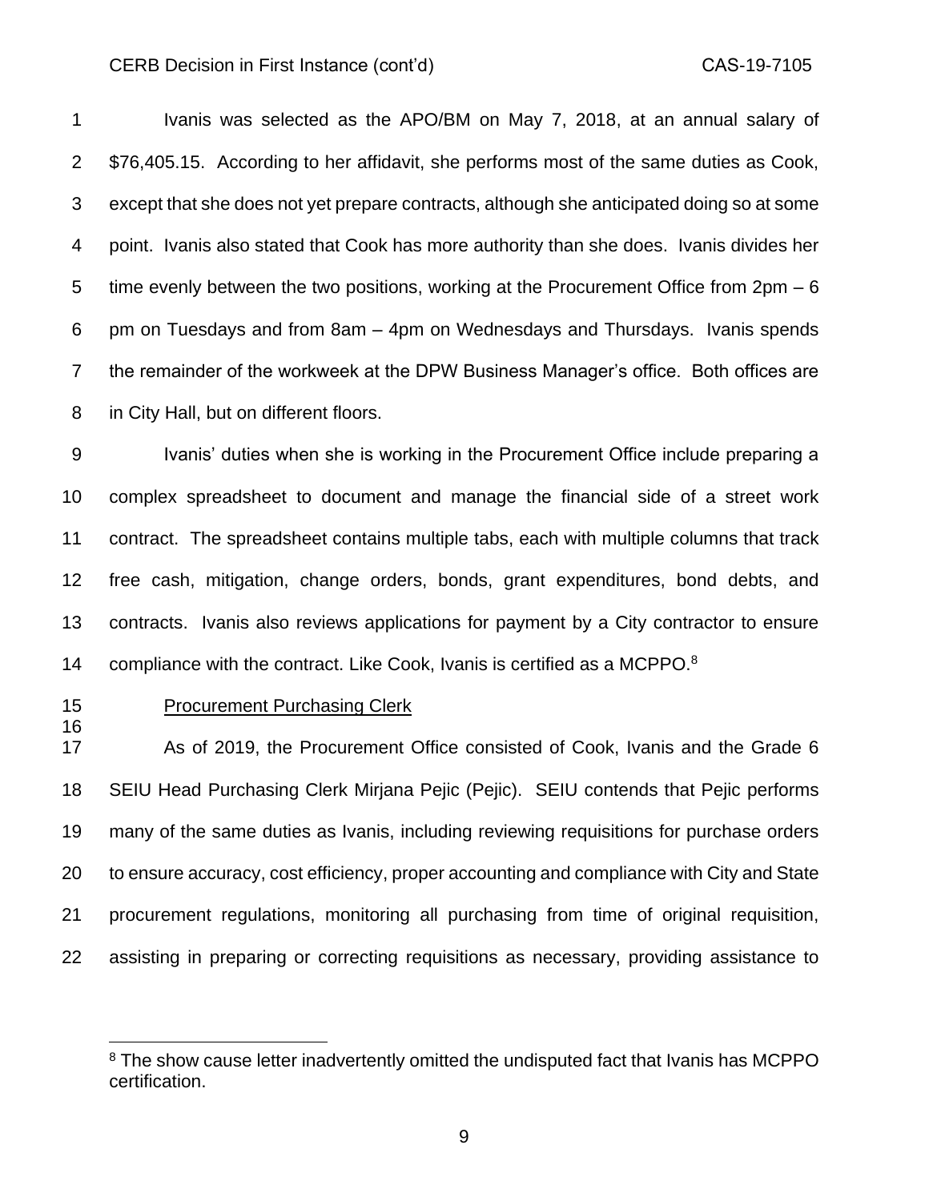Ivanis was selected as the APO/BM on May 7, 2018, at an annual salary of $76,405.15. According to her affidavit, she performs most of the same duties as Cook, except that she does not yet prepare contracts, although she anticipated doing so at some point. Ivanis also stated that Cook has more authority than she does. Ivanis divides her time evenly between the two positions, working at the Procurement Office from 2pm – 6 pm on Tuesdays and from 8am – 4pm on Wednesdays and Thursdays. Ivanis spends the remainder of the workweek at the DPW Business Manager's office. Both offices are in City Hall, but on different floors.

Ivanis' duties when she is working in the Procurement Office include preparing a complex spreadsheet to document and manage the financial side of a street work contract. The spreadsheet contains multiple tabs, each with multiple columns that track free cash, mitigation, change orders, bonds, grant expenditures, bond debts, and contracts. Ivanis also reviews applications for payment by a City contractor to ensure compliance with the contract. Like Cook, Ivanis is certified as a MCPPO.[8]

<u>Procurement Purchasing Clerk</u>

As of 2019, the Procurement Office consisted of Cook, Ivanis and the Grade 6 SEIU Head Purchasing Clerk Mirjana Pejic (Pejic). SEIU contends that Pejic performs many of the same duties as Ivanis, including reviewing requisitions for purchase orders to ensure accuracy, cost efficiency, proper accounting and compliance with City and State procurement regulations, monitoring all purchasing from time of original requisition, assisting in preparing or correcting requisitions as necessary, providing assistance to

---

[8] The show cause letter inadvertently omitted the undisputed fact that Ivanis has MCPPO certification.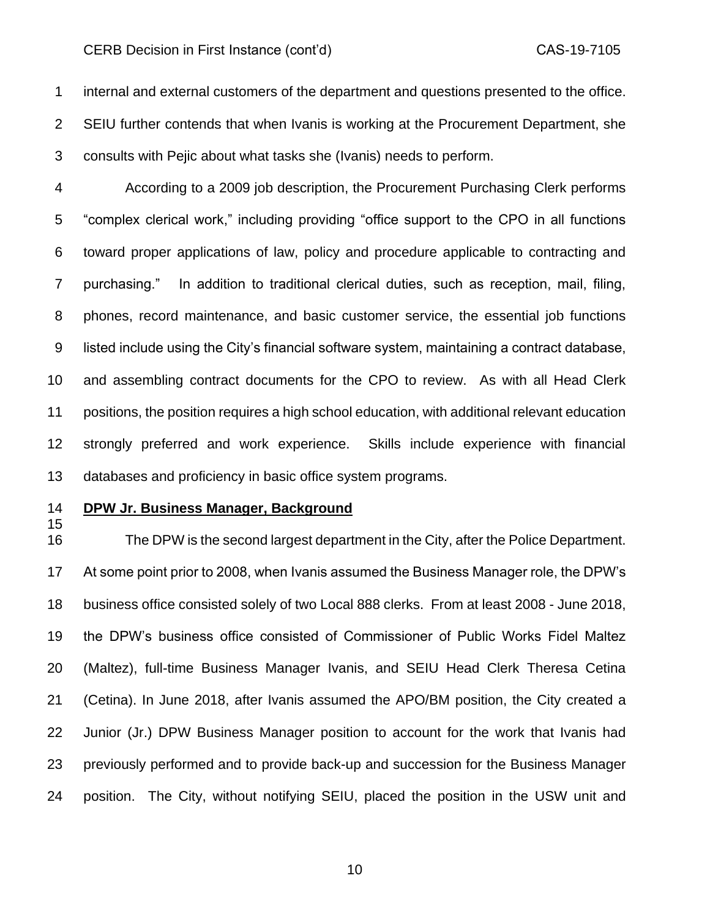internal and external customers of the department and questions presented to the office. SEIU further contends that when Ivanis is working at the Procurement Department, she consults with Pejic about what tasks she (Ivanis) needs to perform.

According to a 2009 job description, the Procurement Purchasing Clerk performs "complex clerical work," including providing "office support to the CPO in all functions toward proper applications of law, policy and procedure applicable to contracting and purchasing." In addition to traditional clerical duties, such as reception, mail, filing, phones, record maintenance, and basic customer service, the essential job functions listed include using the City's financial software system, maintaining a contract database, and assembling contract documents for the CPO to review. As with all Head Clerk positions, the position requires a high school education, with additional relevant education strongly preferred and work experience. Skills include experience with financial databases and proficiency in basic office system programs.

**DPW Jr. Business Manager, Background**

The DPW is the second largest department in the City, after the Police Department. At some point prior to 2008, when Ivanis assumed the Business Manager role, the DPW's business office consisted solely of two Local 888 clerks. From at least 2008 - June 2018, the DPW's business office consisted of Commissioner of Public Works Fidel Maltez (Maltez), full-time Business Manager Ivanis, and SEIU Head Clerk Theresa Cetina (Cetina). In June 2018, after Ivanis assumed the APO/BM position, the City created a Junior (Jr.) DPW Business Manager position to account for the work that Ivanis had previously performed and to provide back-up and succession for the Business Manager position. The City, without notifying SEIU, placed the position in the USW unit and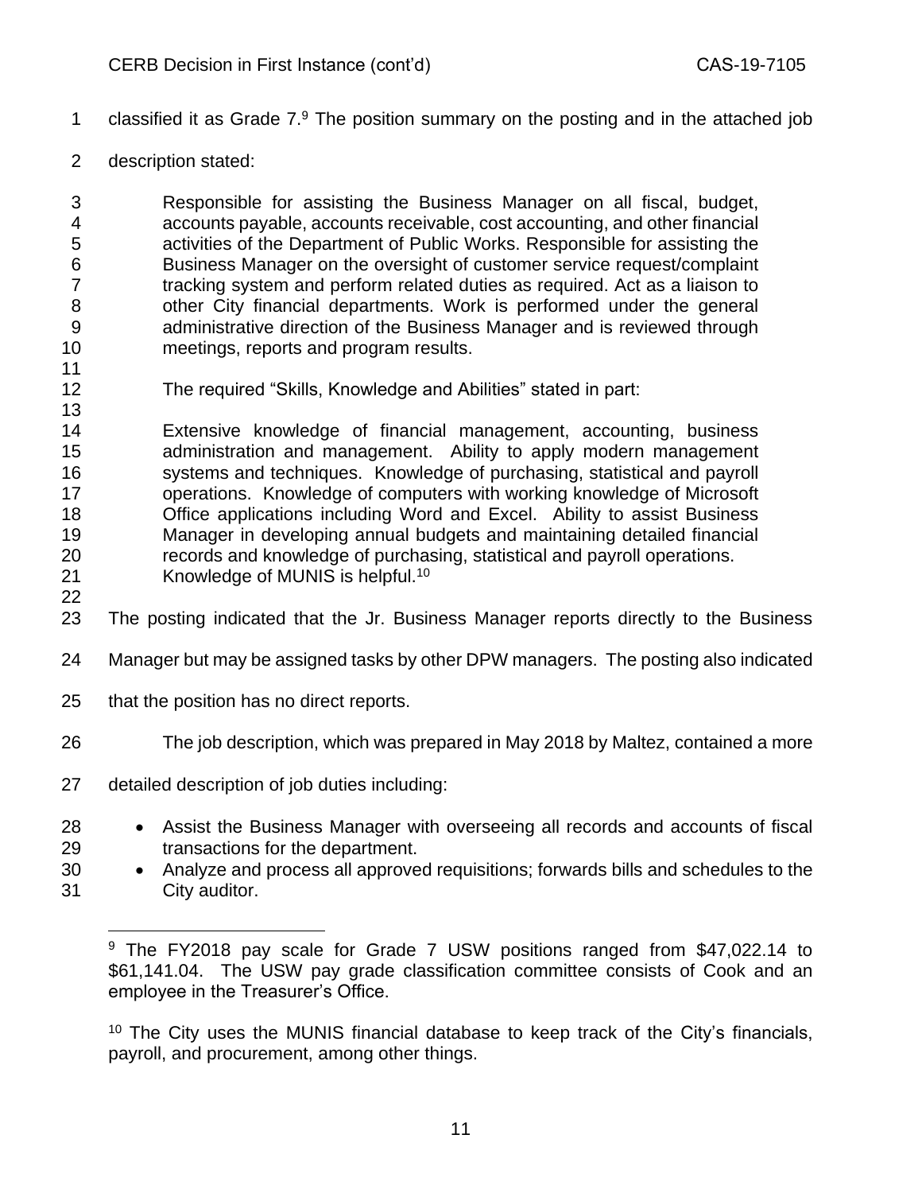classified it as Grade 7.[9] The position summary on the posting and in the attached job description stated:

> Responsible for assisting the Business Manager on all fiscal, budget, accounts payable, accounts receivable, cost accounting, and other financial activities of the Department of Public Works. Responsible for assisting the Business Manager on the oversight of customer service request/complaint tracking system and perform related duties as required. Act as a liaison to other City financial departments. Work is performed under the general administrative direction of the Business Manager and is reviewed through meetings, reports and program results.
>
> The required "Skills, Knowledge and Abilities" stated in part:
>
> Extensive knowledge of financial management, accounting, business administration and management. Ability to apply modern management systems and techniques. Knowledge of purchasing, statistical and payroll operations. Knowledge of computers with working knowledge of Microsoft Office applications including Word and Excel. Ability to assist Business Manager in developing annual budgets and maintaining detailed financial records and knowledge of purchasing, statistical and payroll operations. Knowledge of MUNIS is helpful.[10]

The posting indicated that the Jr. Business Manager reports directly to the Business Manager but may be assigned tasks by other DPW managers. The posting also indicated that the position has no direct reports.

The job description, which was prepared in May 2018 by Maltez, contained a more detailed description of job duties including:

- Assist the Business Manager with overseeing all records and accounts of fiscal transactions for the department.
- Analyze and process all approved requisitions; forwards bills and schedules to the City auditor.

---

[9] The FY2018 pay scale for Grade 7 USW positions ranged from $47,022.14 to $61,141.04. The USW pay grade classification committee consists of Cook and an employee in the Treasurer's Office.

[10] The City uses the MUNIS financial database to keep track of the City's financials, payroll, and procurement, among other things.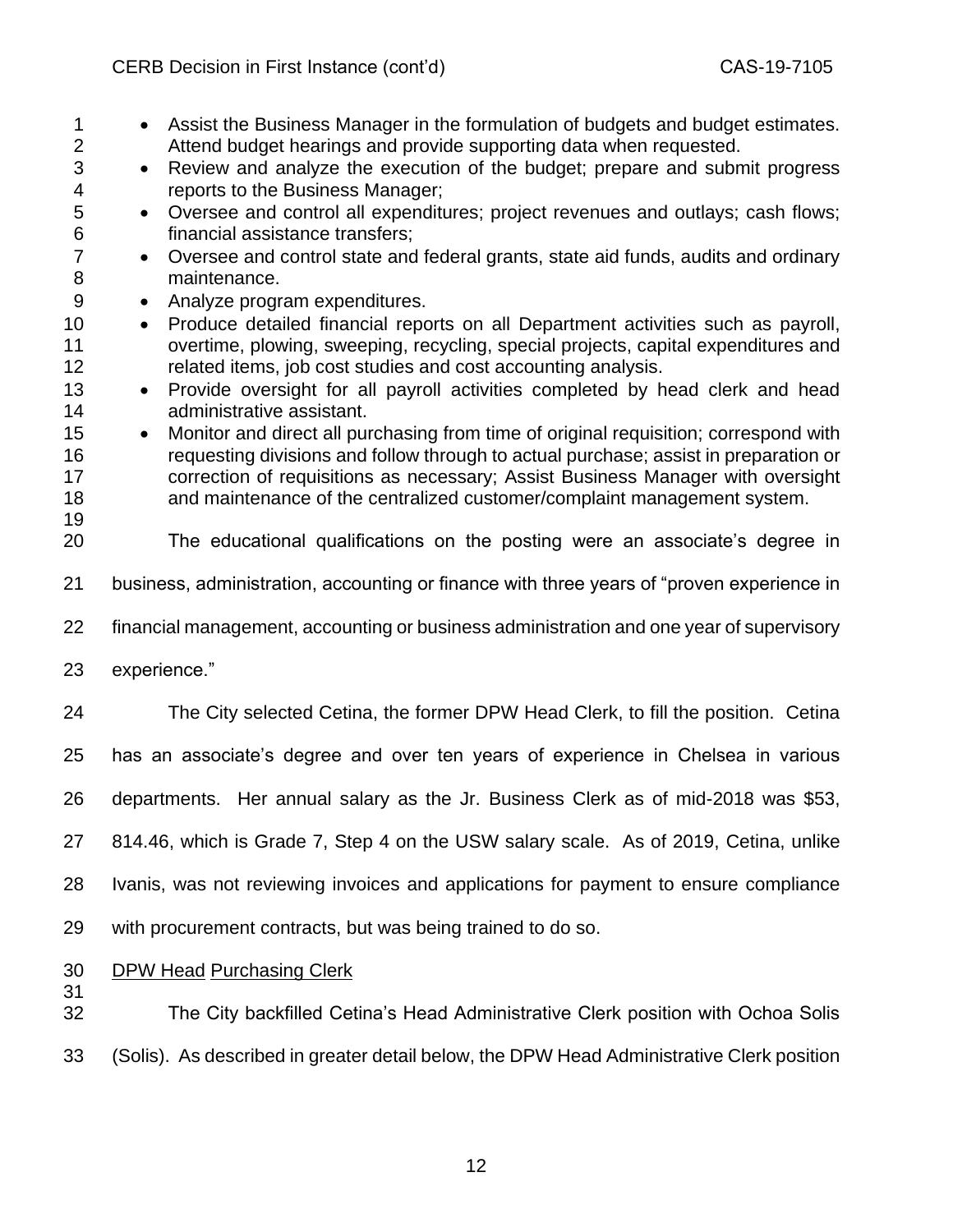- Assist the Business Manager in the formulation of budgets and budget estimates. Attend budget hearings and provide supporting data when requested.
- Review and analyze the execution of the budget; prepare and submit progress reports to the Business Manager;
- Oversee and control all expenditures; project revenues and outlays; cash flows; financial assistance transfers;
- Oversee and control state and federal grants, state aid funds, audits and ordinary maintenance.
- Analyze program expenditures.
- Produce detailed financial reports on all Department activities such as payroll, overtime, plowing, sweeping, recycling, special projects, capital expenditures and related items, job cost studies and cost accounting analysis.
- Provide oversight for all payroll activities completed by head clerk and head administrative assistant.
- Monitor and direct all purchasing from time of original requisition; correspond with requesting divisions and follow through to actual purchase; assist in preparation or correction of requisitions as necessary; Assist Business Manager with oversight and maintenance of the centralized customer/complaint management system.

The educational qualifications on the posting were an associate's degree in business, administration, accounting or finance with three years of "proven experience in financial management, accounting or business administration and one year of supervisory experience."

The City selected Cetina, the former DPW Head Clerk, to fill the position. Cetina has an associate's degree and over ten years of experience in Chelsea in various departments. Her annual salary as the Jr. Business Clerk as of mid-2018 was $53, 814.46, which is Grade 7, Step 4 on the USW salary scale. As of 2019, Cetina, unlike Ivanis, was not reviewing invoices and applications for payment to ensure compliance with procurement contracts, but was being trained to do so.

<u>DPW Head</u> <u>Purchasing Clerk</u>

The City backfilled Cetina's Head Administrative Clerk position with Ochoa Solis (Solis). As described in greater detail below, the DPW Head Administrative Clerk position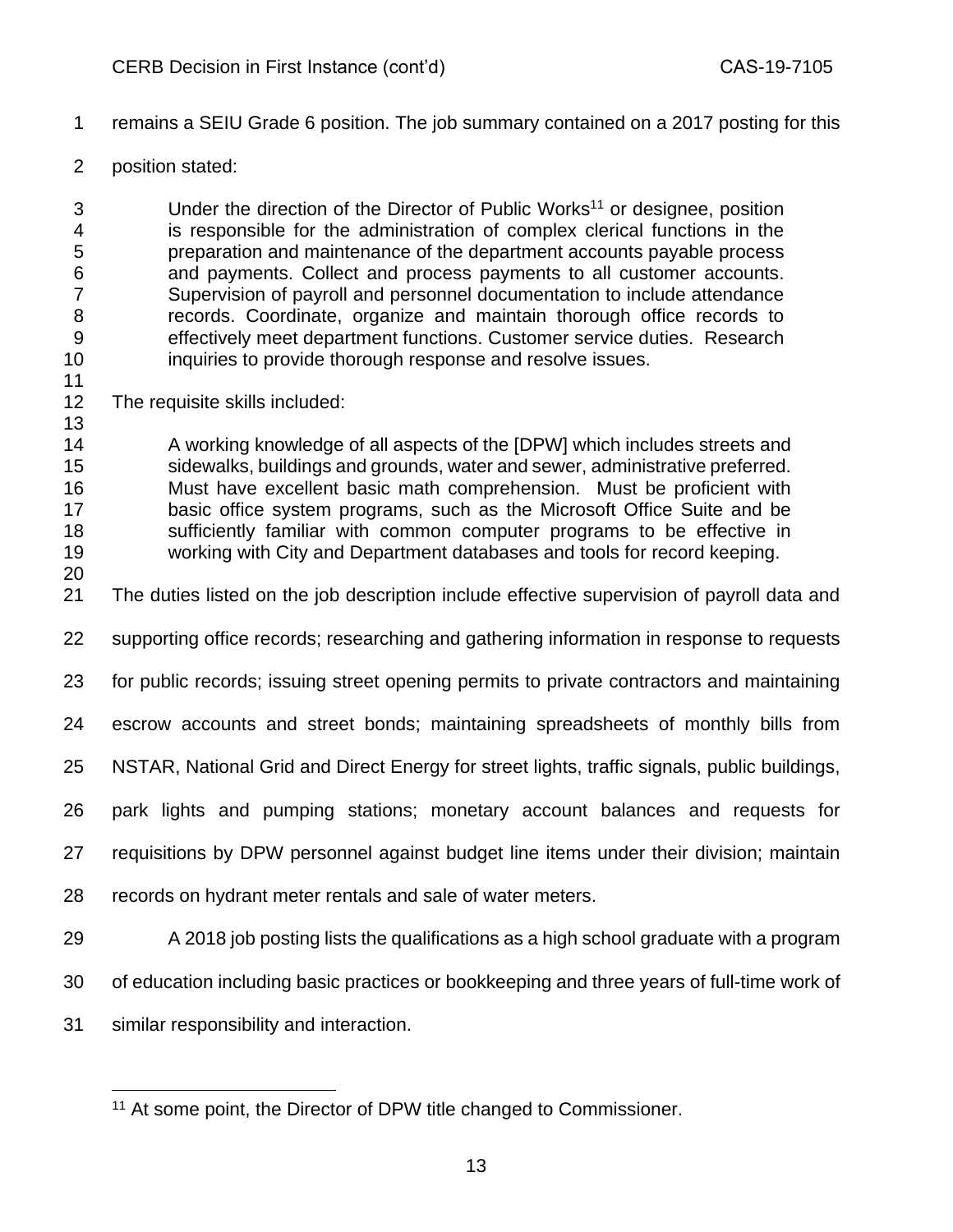remains a SEIU Grade 6 position. The job summary contained on a 2017 posting for this position stated:

> Under the direction of the Director of Public Works[11] or designee, position is responsible for the administration of complex clerical functions in the preparation and maintenance of the department accounts payable process and payments. Collect and process payments to all customer accounts. Supervision of payroll and personnel documentation to include attendance records. Coordinate, organize and maintain thorough office records to effectively meet department functions. Customer service duties. Research inquiries to provide thorough response and resolve issues.

The requisite skills included:

> A working knowledge of all aspects of the [DPW] which includes streets and sidewalks, buildings and grounds, water and sewer, administrative preferred. Must have excellent basic math comprehension. Must be proficient with basic office system programs, such as the Microsoft Office Suite and be sufficiently familiar with common computer programs to be effective in working with City and Department databases and tools for record keeping.

The duties listed on the job description include effective supervision of payroll data and supporting office records; researching and gathering information in response to requests for public records; issuing street opening permits to private contractors and maintaining escrow accounts and street bonds; maintaining spreadsheets of monthly bills from NSTAR, National Grid and Direct Energy for street lights, traffic signals, public buildings, park lights and pumping stations; monetary account balances and requests for requisitions by DPW personnel against budget line items under their division; maintain records on hydrant meter rentals and sale of water meters.

A 2018 job posting lists the qualifications as a high school graduate with a program of education including basic practices or bookkeeping and three years of full-time work of similar responsibility and interaction.

---

[11] At some point, the Director of DPW title changed to Commissioner.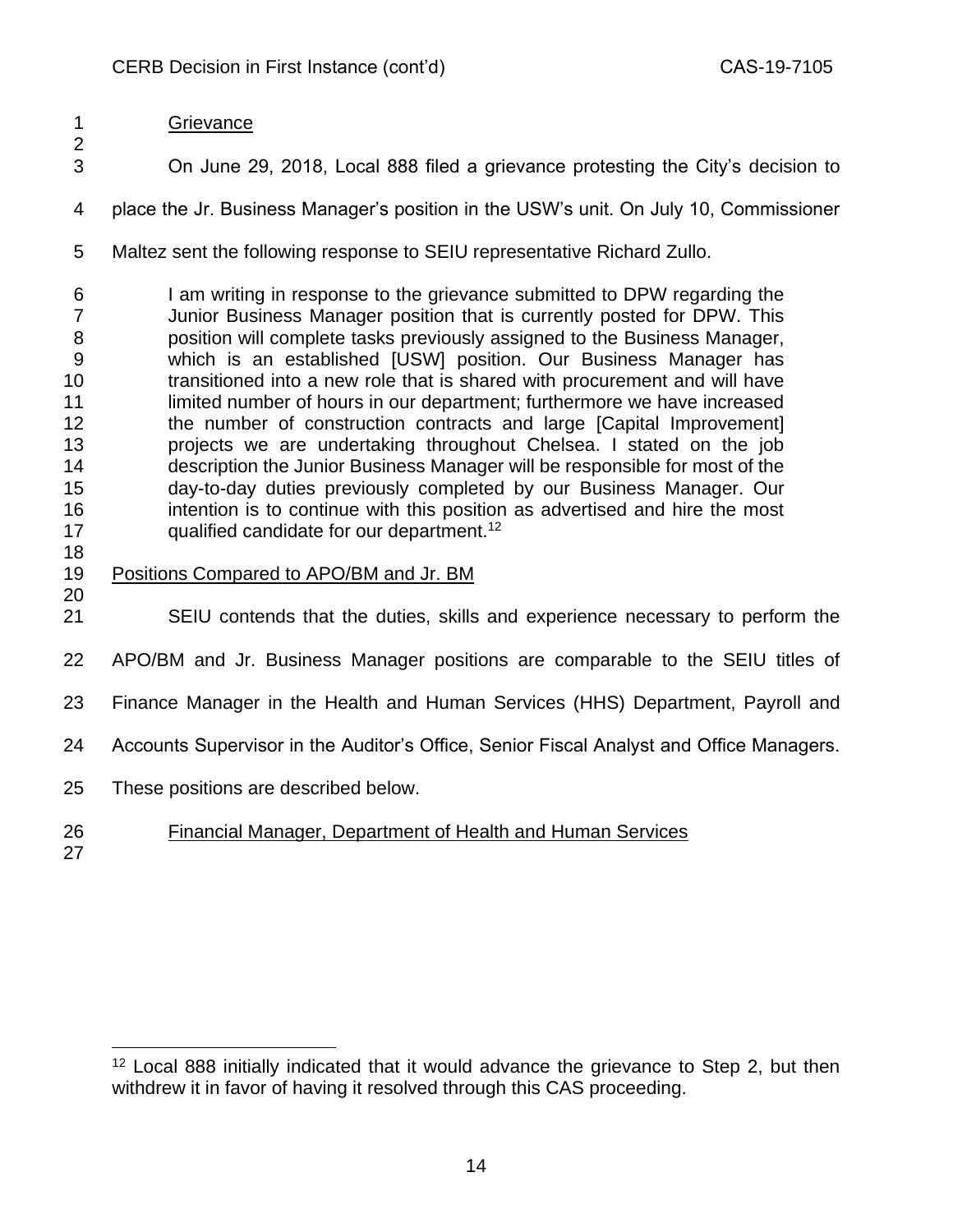Grievance

On June 29, 2018, Local 888 filed a grievance protesting the City's decision to place the Jr. Business Manager's position in the USW's unit. On July 10, Commissioner Maltez sent the following response to SEIU representative Richard Zullo.

> I am writing in response to the grievance submitted to DPW regarding the Junior Business Manager position that is currently posted for DPW. This position will complete tasks previously assigned to the Business Manager, which is an established [USW] position. Our Business Manager has transitioned into a new role that is shared with procurement and will have limited number of hours in our department; furthermore we have increased the number of construction contracts and large [Capital Improvement] projects we are undertaking throughout Chelsea. I stated on the job description the Junior Business Manager will be responsible for most of the day-to-day duties previously completed by our Business Manager. Our intention is to continue with this position as advertised and hire the most qualified candidate for our department.[12]

Positions Compared to APO/BM and Jr. BM

SEIU contends that the duties, skills and experience necessary to perform the APO/BM and Jr. Business Manager positions are comparable to the SEIU titles of Finance Manager in the Health and Human Services (HHS) Department, Payroll and Accounts Supervisor in the Auditor's Office, Senior Fiscal Analyst and Office Managers. These positions are described below.

Financial Manager, Department of Health and Human Services

[12] Local 888 initially indicated that it would advance the grievance to Step 2, but then withdrew it in favor of having it resolved through this CAS proceeding.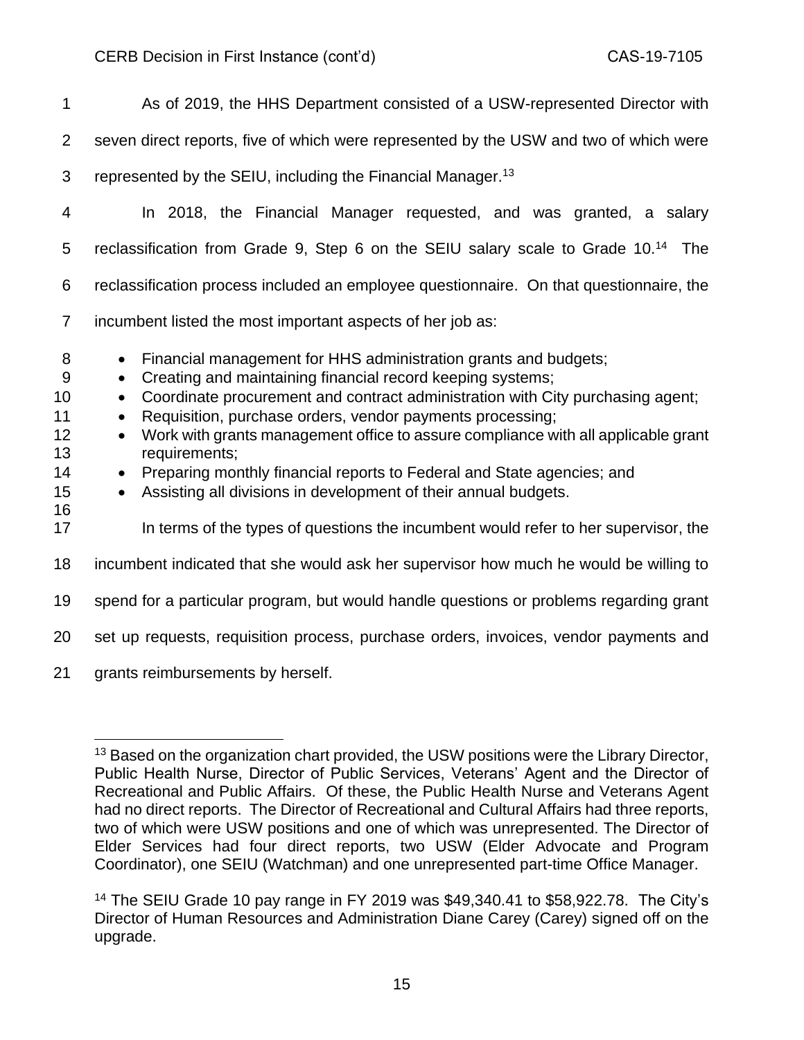As of 2019, the HHS Department consisted of a USW-represented Director with seven direct reports, five of which were represented by the USW and two of which were represented by the SEIU, including the Financial Manager.[13]

In 2018, the Financial Manager requested, and was granted, a salary reclassification from Grade 9, Step 6 on the SEIU salary scale to Grade 10.[14] The reclassification process included an employee questionnaire. On that questionnaire, the incumbent listed the most important aspects of her job as:

- Financial management for HHS administration grants and budgets;
- Creating and maintaining financial record keeping systems;
- Coordinate procurement and contract administration with City purchasing agent;
- Requisition, purchase orders, vendor payments processing;
- Work with grants management office to assure compliance with all applicable grant requirements;
- Preparing monthly financial reports to Federal and State agencies; and
- Assisting all divisions in development of their annual budgets.

In terms of the types of questions the incumbent would refer to her supervisor, the incumbent indicated that she would ask her supervisor how much he would be willing to spend for a particular program, but would handle questions or problems regarding grant set up requests, requisition process, purchase orders, invoices, vendor payments and grants reimbursements by herself.

---

[13] Based on the organization chart provided, the USW positions were the Library Director, Public Health Nurse, Director of Public Services, Veterans' Agent and the Director of Recreational and Public Affairs. Of these, the Public Health Nurse and Veterans Agent had no direct reports. The Director of Recreational and Cultural Affairs had three reports, two of which were USW positions and one of which was unrepresented. The Director of Elder Services had four direct reports, two USW (Elder Advocate and Program Coordinator), one SEIU (Watchman) and one unrepresented part-time Office Manager.

[14] The SEIU Grade 10 pay range in FY 2019 was $49,340.41 to $58,922.78. The City's Director of Human Resources and Administration Diane Carey (Carey) signed off on the upgrade.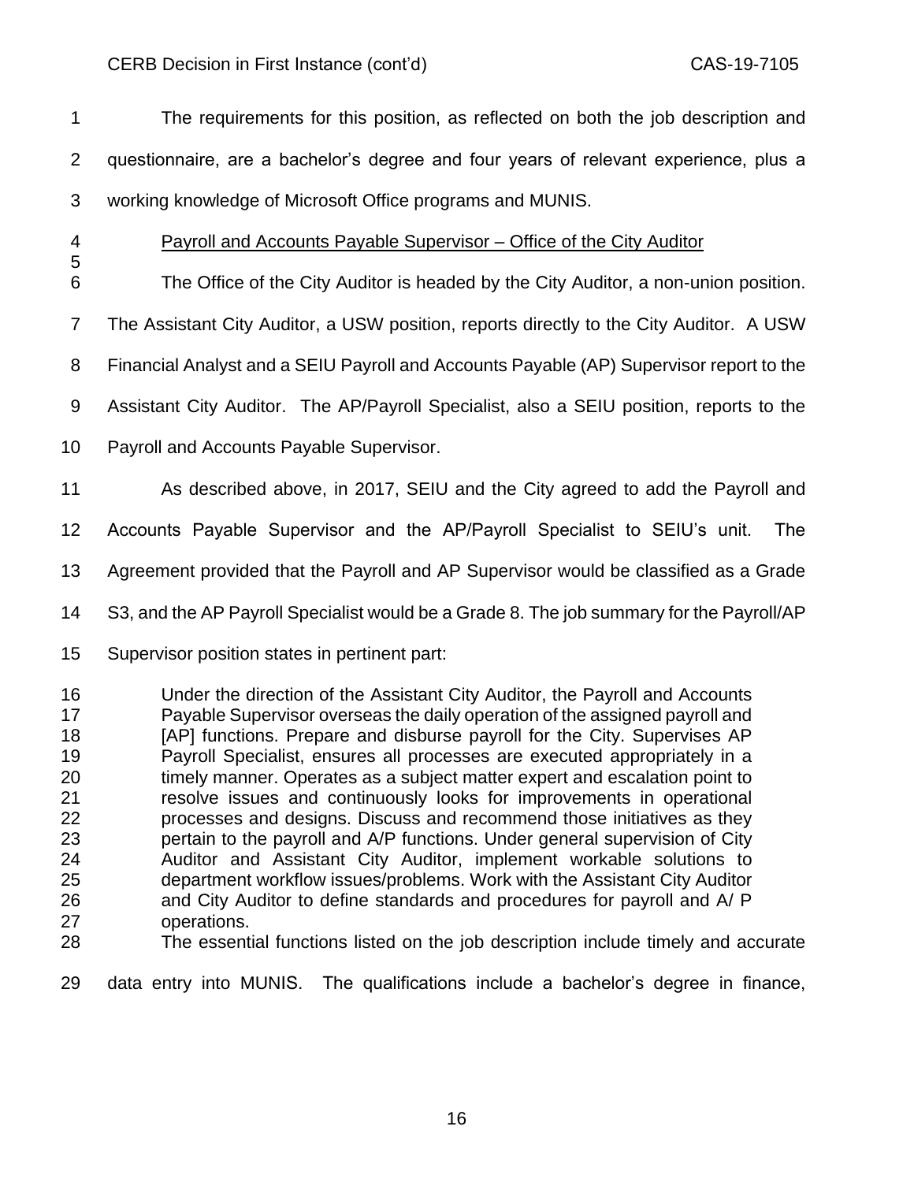The requirements for this position, as reflected on both the job description and questionnaire, are a bachelor's degree and four years of relevant experience, plus a working knowledge of Microsoft Office programs and MUNIS.

<u>Payroll and Accounts Payable Supervisor – Office of the City Auditor</u>

The Office of the City Auditor is headed by the City Auditor, a non-union position. The Assistant City Auditor, a USW position, reports directly to the City Auditor. A USW Financial Analyst and a SEIU Payroll and Accounts Payable (AP) Supervisor report to the Assistant City Auditor. The AP/Payroll Specialist, also a SEIU position, reports to the Payroll and Accounts Payable Supervisor.

As described above, in 2017, SEIU and the City agreed to add the Payroll and Accounts Payable Supervisor and the AP/Payroll Specialist to SEIU's unit. The Agreement provided that the Payroll and AP Supervisor would be classified as a Grade S3, and the AP Payroll Specialist would be a Grade 8. The job summary for the Payroll/AP Supervisor position states in pertinent part:

> Under the direction of the Assistant City Auditor, the Payroll and Accounts Payable Supervisor overseas the daily operation of the assigned payroll and [AP] functions. Prepare and disburse payroll for the City. Supervises AP Payroll Specialist, ensures all processes are executed appropriately in a timely manner. Operates as a subject matter expert and escalation point to resolve issues and continuously looks for improvements in operational processes and designs. Discuss and recommend those initiatives as they pertain to the payroll and A/P functions. Under general supervision of City Auditor and Assistant City Auditor, implement workable solutions to department workflow issues/problems. Work with the Assistant City Auditor and City Auditor to define standards and procedures for payroll and A/ P operations.

The essential functions listed on the job description include timely and accurate data entry into MUNIS. The qualifications include a bachelor's degree in finance,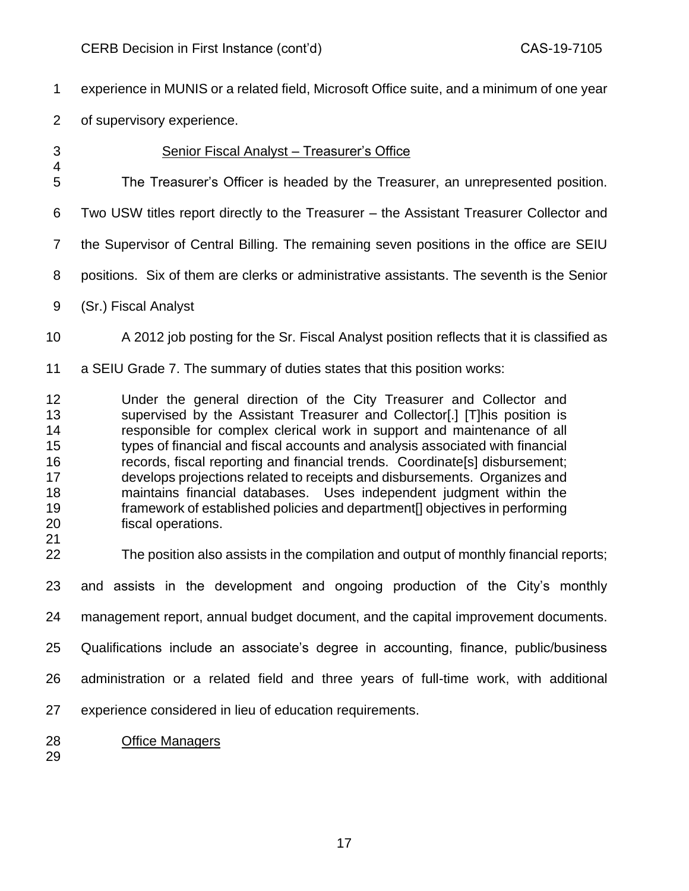experience in MUNIS or a related field, Microsoft Office suite, and a minimum of one year of supervisory experience.

Senior Fiscal Analyst – Treasurer's Office

The Treasurer's Officer is headed by the Treasurer, an unrepresented position. Two USW titles report directly to the Treasurer – the Assistant Treasurer Collector and the Supervisor of Central Billing. The remaining seven positions in the office are SEIU positions. Six of them are clerks or administrative assistants. The seventh is the Senior (Sr.) Fiscal Analyst

A 2012 job posting for the Sr. Fiscal Analyst position reflects that it is classified as a SEIU Grade 7. The summary of duties states that this position works:

> Under the general direction of the City Treasurer and Collector and supervised by the Assistant Treasurer and Collector[.] [T]his position is responsible for complex clerical work in support and maintenance of all types of financial and fiscal accounts and analysis associated with financial records, fiscal reporting and financial trends. Coordinate[s] disbursement; develops projections related to receipts and disbursements. Organizes and maintains financial databases. Uses independent judgment within the framework of established policies and department[] objectives in performing fiscal operations.

The position also assists in the compilation and output of monthly financial reports; and assists in the development and ongoing production of the City's monthly management report, annual budget document, and the capital improvement documents. Qualifications include an associate's degree in accounting, finance, public/business administration or a related field and three years of full-time work, with additional experience considered in lieu of education requirements.

Office Managers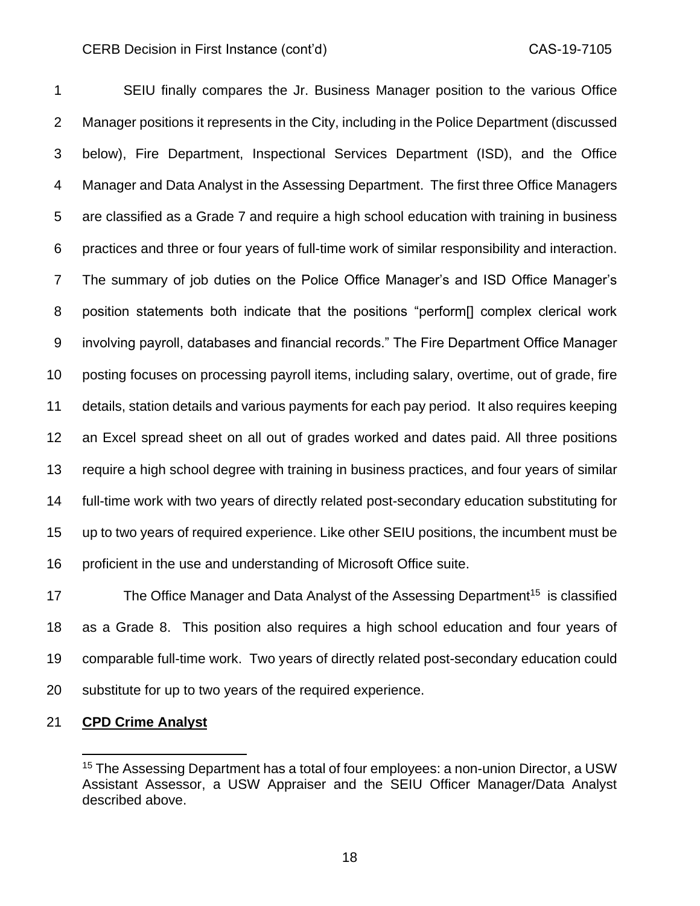SEIU finally compares the Jr. Business Manager position to the various Office Manager positions it represents in the City, including in the Police Department (discussed below), Fire Department, Inspectional Services Department (ISD), and the Office Manager and Data Analyst in the Assessing Department. The first three Office Managers are classified as a Grade 7 and require a high school education with training in business practices and three or four years of full-time work of similar responsibility and interaction. The summary of job duties on the Police Office Manager's and ISD Office Manager's position statements both indicate that the positions "perform[] complex clerical work involving payroll, databases and financial records." The Fire Department Office Manager posting focuses on processing payroll items, including salary, overtime, out of grade, fire details, station details and various payments for each pay period. It also requires keeping an Excel spread sheet on all out of grades worked and dates paid. All three positions require a high school degree with training in business practices, and four years of similar full-time work with two years of directly related post-secondary education substituting for up to two years of required experience. Like other SEIU positions, the incumbent must be proficient in the use and understanding of Microsoft Office suite.

The Office Manager and Data Analyst of the Assessing Department[15] is classified as a Grade 8. This position also requires a high school education and four years of comparable full-time work. Two years of directly related post-secondary education could substitute for up to two years of the required experience.

**CPD Crime Analyst**

[15] The Assessing Department has a total of four employees: a non-union Director, a USW Assistant Assessor, a USW Appraiser and the SEIU Officer Manager/Data Analyst described above.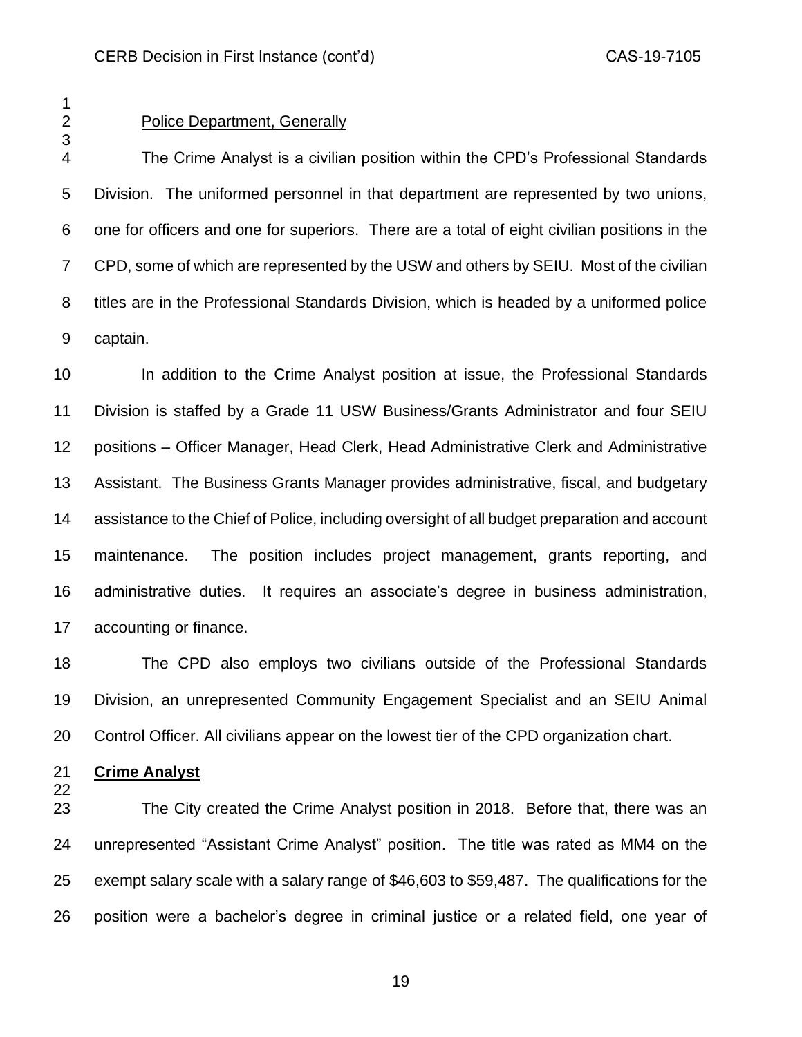Police Department, Generally

The Crime Analyst is a civilian position within the CPD's Professional Standards Division. The uniformed personnel in that department are represented by two unions, one for officers and one for superiors. There are a total of eight civilian positions in the CPD, some of which are represented by the USW and others by SEIU. Most of the civilian titles are in the Professional Standards Division, which is headed by a uniformed police captain.

In addition to the Crime Analyst position at issue, the Professional Standards Division is staffed by a Grade 11 USW Business/Grants Administrator and four SEIU positions – Officer Manager, Head Clerk, Head Administrative Clerk and Administrative Assistant. The Business Grants Manager provides administrative, fiscal, and budgetary assistance to the Chief of Police, including oversight of all budget preparation and account maintenance. The position includes project management, grants reporting, and administrative duties. It requires an associate's degree in business administration, accounting or finance.

The CPD also employs two civilians outside of the Professional Standards Division, an unrepresented Community Engagement Specialist and an SEIU Animal Control Officer. All civilians appear on the lowest tier of the CPD organization chart.

**Crime Analyst**

The City created the Crime Analyst position in 2018. Before that, there was an unrepresented "Assistant Crime Analyst" position. The title was rated as MM4 on the exempt salary scale with a salary range of $46,603 to $59,487. The qualifications for the position were a bachelor's degree in criminal justice or a related field, one year of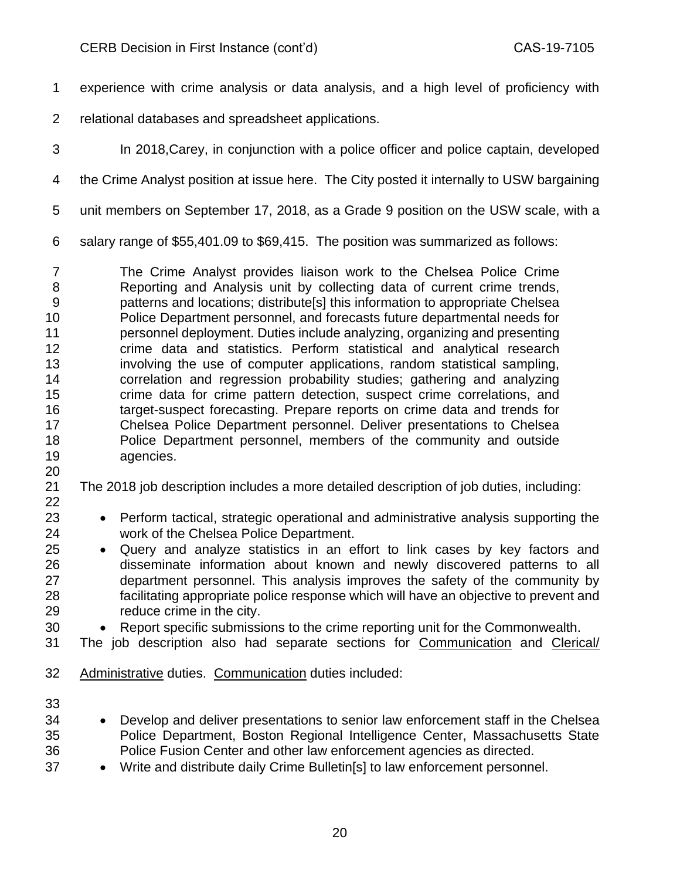experience with crime analysis or data analysis, and a high level of proficiency with relational databases and spreadsheet applications.

In 2018,Carey, in conjunction with a police officer and police captain, developed the Crime Analyst position at issue here. The City posted it internally to USW bargaining unit members on September 17, 2018, as a Grade 9 position on the USW scale, with a salary range of $55,401.09 to $69,415. The position was summarized as follows:

> The Crime Analyst provides liaison work to the Chelsea Police Crime Reporting and Analysis unit by collecting data of current crime trends, patterns and locations; distribute[s] this information to appropriate Chelsea Police Department personnel, and forecasts future departmental needs for personnel deployment. Duties include analyzing, organizing and presenting crime data and statistics. Perform statistical and analytical research involving the use of computer applications, random statistical sampling, correlation and regression probability studies; gathering and analyzing crime data for crime pattern detection, suspect crime correlations, and target-suspect forecasting. Prepare reports on crime data and trends for Chelsea Police Department personnel. Deliver presentations to Chelsea Police Department personnel, members of the community and outside agencies.

The 2018 job description includes a more detailed description of job duties, including:

- Perform tactical, strategic operational and administrative analysis supporting the work of the Chelsea Police Department.
- Query and analyze statistics in an effort to link cases by key factors and disseminate information about known and newly discovered patterns to all department personnel. This analysis improves the safety of the community by facilitating appropriate police response which will have an objective to prevent and reduce crime in the city.
- Report specific submissions to the crime reporting unit for the Commonwealth.

The job description also had separate sections for <u>Communication</u> and <u>Clerical/ Administrative</u> duties. <u>Communication</u> duties included:

- Develop and deliver presentations to senior law enforcement staff in the Chelsea Police Department, Boston Regional Intelligence Center, Massachusetts State Police Fusion Center and other law enforcement agencies as directed.
- Write and distribute daily Crime Bulletin[s] to law enforcement personnel.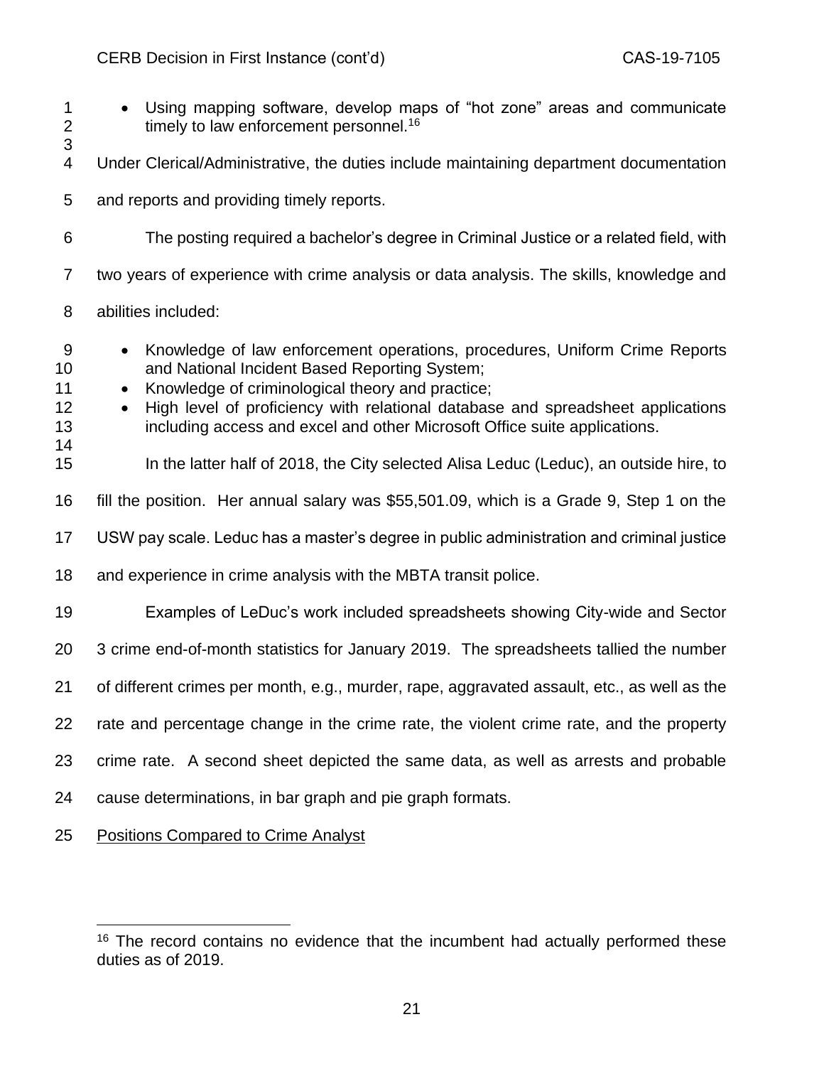- Using mapping software, develop maps of "hot zone" areas and communicate timely to law enforcement personnel.[16]

Under Clerical/Administrative, the duties include maintaining department documentation and reports and providing timely reports.

The posting required a bachelor's degree in Criminal Justice or a related field, with two years of experience with crime analysis or data analysis. The skills, knowledge and abilities included:

- Knowledge of law enforcement operations, procedures, Uniform Crime Reports and National Incident Based Reporting System;
- Knowledge of criminological theory and practice;
- High level of proficiency with relational database and spreadsheet applications including access and excel and other Microsoft Office suite applications.

In the latter half of 2018, the City selected Alisa Leduc (Leduc), an outside hire, to fill the position. Her annual salary was $55,501.09, which is a Grade 9, Step 1 on the USW pay scale. Leduc has a master's degree in public administration and criminal justice and experience in crime analysis with the MBTA transit police.

Examples of LeDuc's work included spreadsheets showing City-wide and Sector 3 crime end-of-month statistics for January 2019. The spreadsheets tallied the number of different crimes per month, e.g., murder, rape, aggravated assault, etc., as well as the rate and percentage change in the crime rate, the violent crime rate, and the property crime rate. A second sheet depicted the same data, as well as arrests and probable cause determinations, in bar graph and pie graph formats.

<u>Positions Compared to Crime Analyst</u>

---

[16] The record contains no evidence that the incumbent had actually performed these duties as of 2019.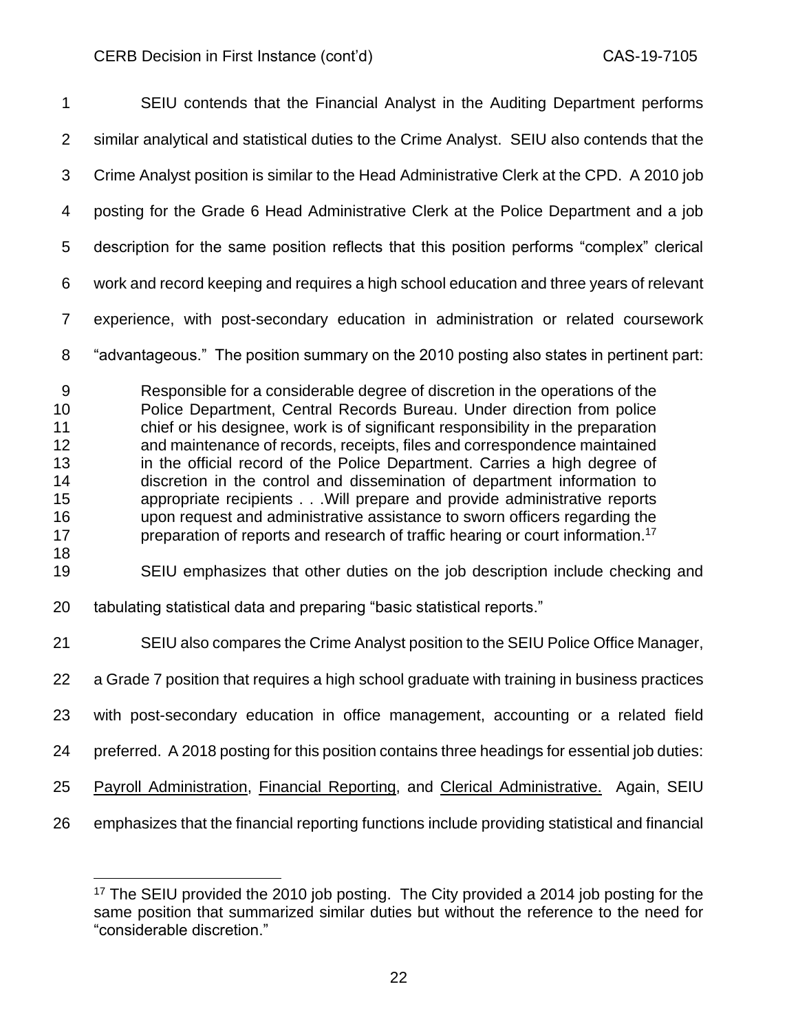SEIU contends that the Financial Analyst in the Auditing Department performs similar analytical and statistical duties to the Crime Analyst. SEIU also contends that the Crime Analyst position is similar to the Head Administrative Clerk at the CPD. A 2010 job posting for the Grade 6 Head Administrative Clerk at the Police Department and a job description for the same position reflects that this position performs "complex" clerical work and record keeping and requires a high school education and three years of relevant experience, with post-secondary education in administration or related coursework "advantageous." The position summary on the 2010 posting also states in pertinent part:

> Responsible for a considerable degree of discretion in the operations of the Police Department, Central Records Bureau. Under direction from police chief or his designee, work is of significant responsibility in the preparation and maintenance of records, receipts, files and correspondence maintained in the official record of the Police Department. Carries a high degree of discretion in the control and dissemination of department information to appropriate recipients . . .Will prepare and provide administrative reports upon request and administrative assistance to sworn officers regarding the preparation of reports and research of traffic hearing or court information.[17]

SEIU emphasizes that other duties on the job description include checking and tabulating statistical data and preparing "basic statistical reports."

SEIU also compares the Crime Analyst position to the SEIU Police Office Manager, a Grade 7 position that requires a high school graduate with training in business practices with post-secondary education in office management, accounting or a related field preferred. A 2018 posting for this position contains three headings for essential job duties: <u>Payroll Administration</u>, <u>Financial Reporting</u>, and <u>Clerical Administrative.</u> Again, SEIU emphasizes that the financial reporting functions include providing statistical and financial

---

[17] The SEIU provided the 2010 job posting. The City provided a 2014 job posting for the same position that summarized similar duties but without the reference to the need for "considerable discretion."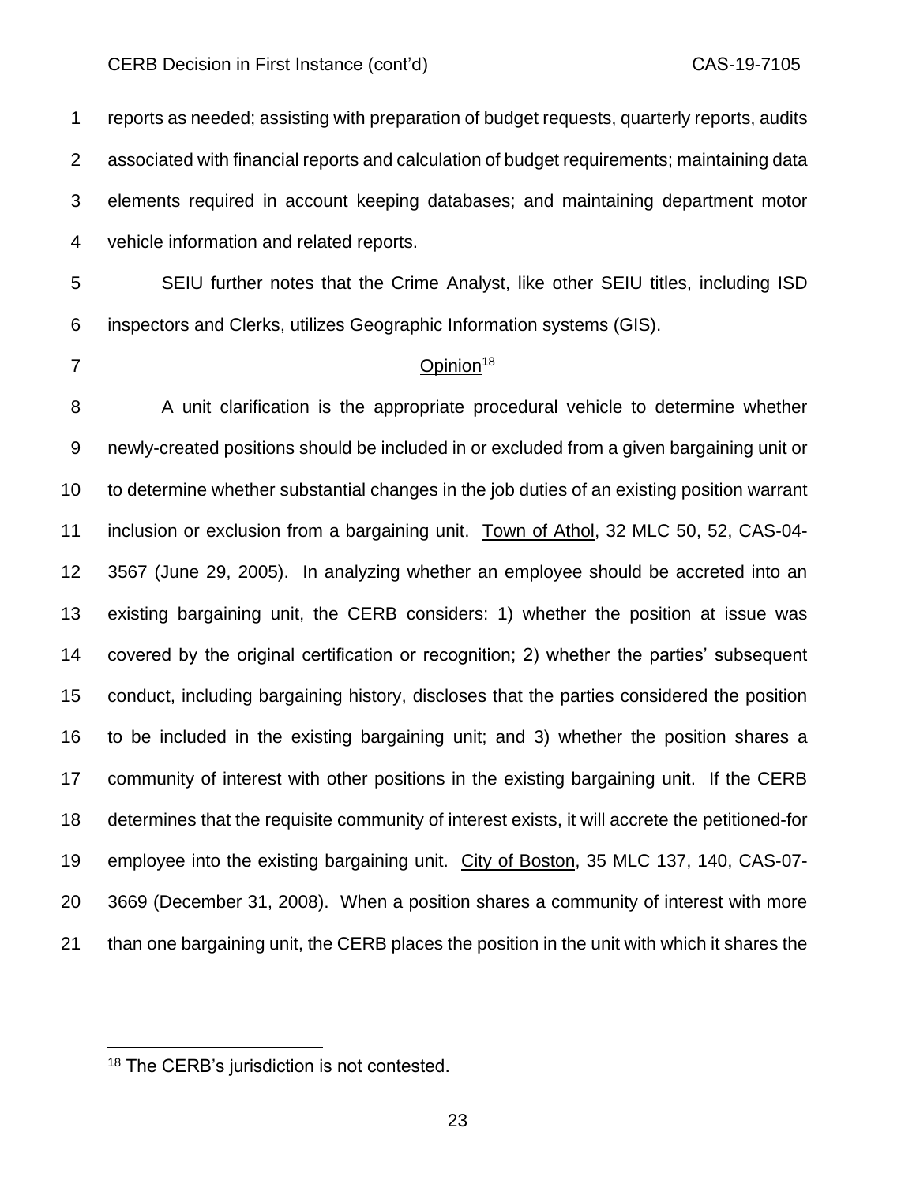reports as needed; assisting with preparation of budget requests, quarterly reports, audits associated with financial reports and calculation of budget requirements; maintaining data elements required in account keeping databases; and maintaining department motor vehicle information and related reports.

SEIU further notes that the Crime Analyst, like other SEIU titles, including ISD inspectors and Clerks, utilizes Geographic Information systems (GIS).

## Opinion[18]

A unit clarification is the appropriate procedural vehicle to determine whether newly-created positions should be included in or excluded from a given bargaining unit or to determine whether substantial changes in the job duties of an existing position warrant inclusion or exclusion from a bargaining unit. Town of Athol, 32 MLC 50, 52, CAS-04-3567 (June 29, 2005). In analyzing whether an employee should be accreted into an existing bargaining unit, the CERB considers: 1) whether the position at issue was covered by the original certification or recognition; 2) whether the parties' subsequent conduct, including bargaining history, discloses that the parties considered the position to be included in the existing bargaining unit; and 3) whether the position shares a community of interest with other positions in the existing bargaining unit. If the CERB determines that the requisite community of interest exists, it will accrete the petitioned-for employee into the existing bargaining unit. City of Boston, 35 MLC 137, 140, CAS-07-3669 (December 31, 2008). When a position shares a community of interest with more than one bargaining unit, the CERB places the position in the unit with which it shares the

[18] The CERB's jurisdiction is not contested.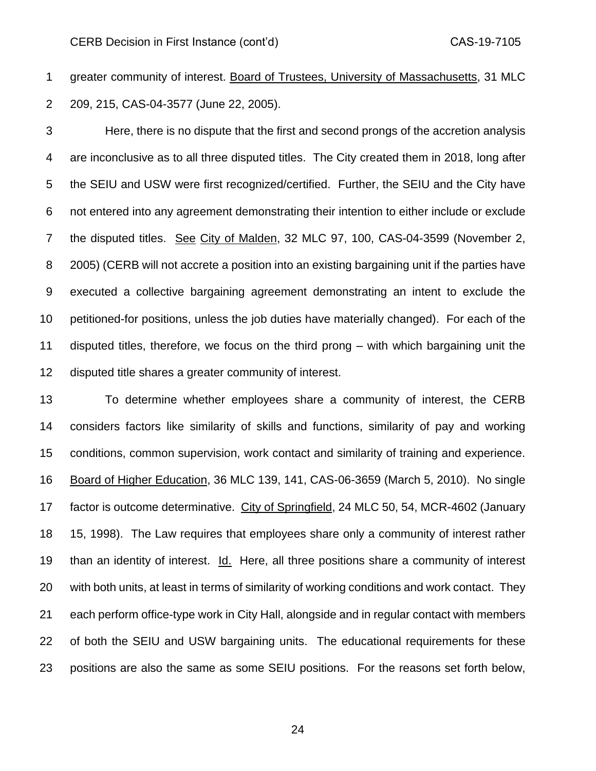greater community of interest. Board of Trustees, University of Massachusetts, 31 MLC 209, 215, CAS-04-3577 (June 22, 2005).

Here, there is no dispute that the first and second prongs of the accretion analysis are inconclusive as to all three disputed titles. The City created them in 2018, long after the SEIU and USW were first recognized/certified. Further, the SEIU and the City have not entered into any agreement demonstrating their intention to either include or exclude the disputed titles. See City of Malden, 32 MLC 97, 100, CAS-04-3599 (November 2, 2005) (CERB will not accrete a position into an existing bargaining unit if the parties have executed a collective bargaining agreement demonstrating an intent to exclude the petitioned-for positions, unless the job duties have materially changed). For each of the disputed titles, therefore, we focus on the third prong – with which bargaining unit the disputed title shares a greater community of interest.

To determine whether employees share a community of interest, the CERB considers factors like similarity of skills and functions, similarity of pay and working conditions, common supervision, work contact and similarity of training and experience. Board of Higher Education, 36 MLC 139, 141, CAS-06-3659 (March 5, 2010). No single factor is outcome determinative. City of Springfield, 24 MLC 50, 54, MCR-4602 (January 15, 1998). The Law requires that employees share only a community of interest rather than an identity of interest. Id. Here, all three positions share a community of interest with both units, at least in terms of similarity of working conditions and work contact. They each perform office-type work in City Hall, alongside and in regular contact with members of both the SEIU and USW bargaining units. The educational requirements for these positions are also the same as some SEIU positions. For the reasons set forth below,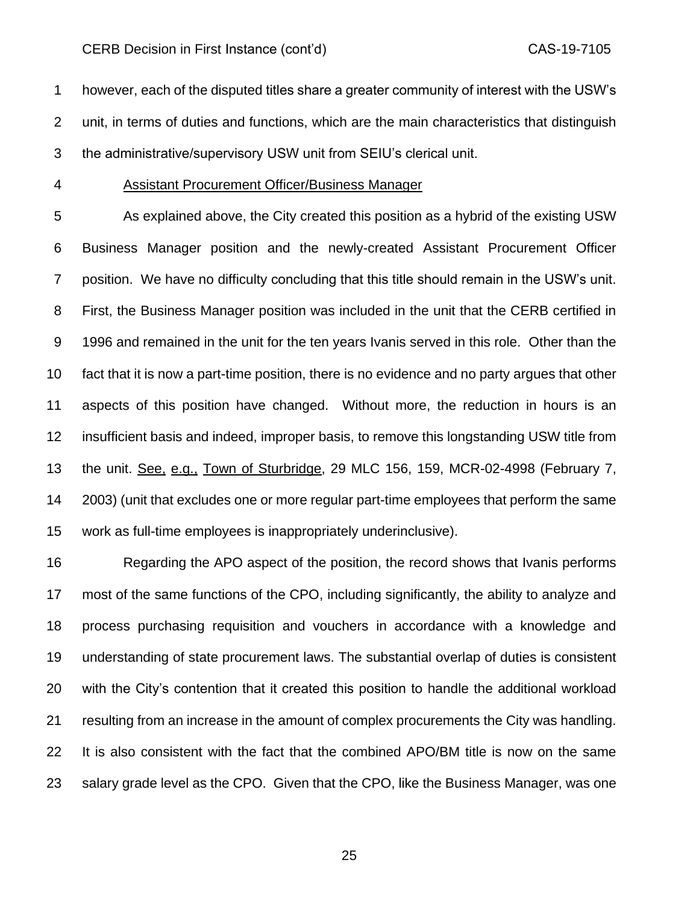however, each of the disputed titles share a greater community of interest with the USW's unit, in terms of duties and functions, which are the main characteristics that distinguish the administrative/supervisory USW unit from SEIU's clerical unit.

Assistant Procurement Officer/Business Manager

As explained above, the City created this position as a hybrid of the existing USW Business Manager position and the newly-created Assistant Procurement Officer position. We have no difficulty concluding that this title should remain in the USW's unit. First, the Business Manager position was included in the unit that the CERB certified in 1996 and remained in the unit for the ten years Ivanis served in this role. Other than the fact that it is now a part-time position, there is no evidence and no party argues that other aspects of this position have changed. Without more, the reduction in hours is an insufficient basis and indeed, improper basis, to remove this longstanding USW title from the unit. See, e.g., Town of Sturbridge, 29 MLC 156, 159, MCR-02-4998 (February 7, 2003) (unit that excludes one or more regular part-time employees that perform the same work as full-time employees is inappropriately underinclusive).

Regarding the APO aspect of the position, the record shows that Ivanis performs most of the same functions of the CPO, including significantly, the ability to analyze and process purchasing requisition and vouchers in accordance with a knowledge and understanding of state procurement laws. The substantial overlap of duties is consistent with the City's contention that it created this position to handle the additional workload resulting from an increase in the amount of complex procurements the City was handling. It is also consistent with the fact that the combined APO/BM title is now on the same salary grade level as the CPO. Given that the CPO, like the Business Manager, was one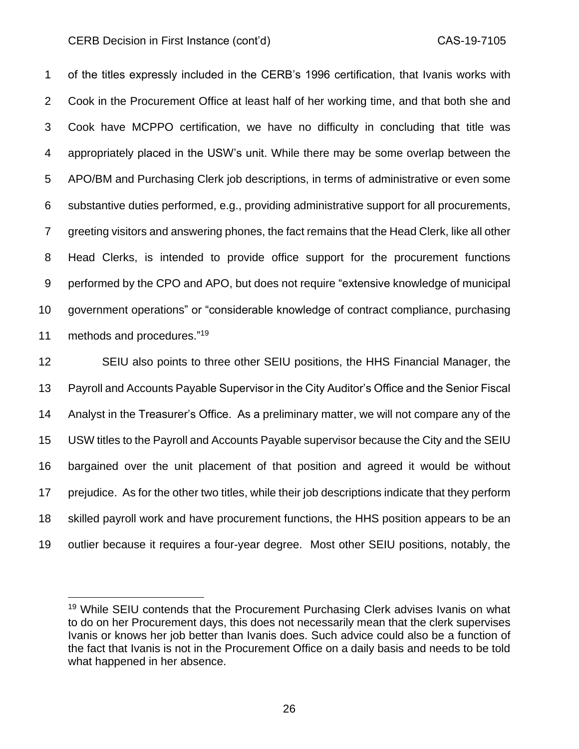of the titles expressly included in the CERB's 1996 certification, that Ivanis works with Cook in the Procurement Office at least half of her working time, and that both she and Cook have MCPPO certification, we have no difficulty in concluding that title was appropriately placed in the USW's unit. While there may be some overlap between the APO/BM and Purchasing Clerk job descriptions, in terms of administrative or even some substantive duties performed, e.g., providing administrative support for all procurements, greeting visitors and answering phones, the fact remains that the Head Clerk, like all other Head Clerks, is intended to provide office support for the procurement functions performed by the CPO and APO, but does not require "extensive knowledge of municipal government operations" or "considerable knowledge of contract compliance, purchasing methods and procedures."[19]

SEIU also points to three other SEIU positions, the HHS Financial Manager, the Payroll and Accounts Payable Supervisor in the City Auditor's Office and the Senior Fiscal Analyst in the Treasurer's Office. As a preliminary matter, we will not compare any of the USW titles to the Payroll and Accounts Payable supervisor because the City and the SEIU bargained over the unit placement of that position and agreed it would be without prejudice. As for the other two titles, while their job descriptions indicate that they perform skilled payroll work and have procurement functions, the HHS position appears to be an outlier because it requires a four-year degree. Most other SEIU positions, notably, the

---

[19] While SEIU contends that the Procurement Purchasing Clerk advises Ivanis on what to do on her Procurement days, this does not necessarily mean that the clerk supervises Ivanis or knows her job better than Ivanis does. Such advice could also be a function of the fact that Ivanis is not in the Procurement Office on a daily basis and needs to be told what happened in her absence.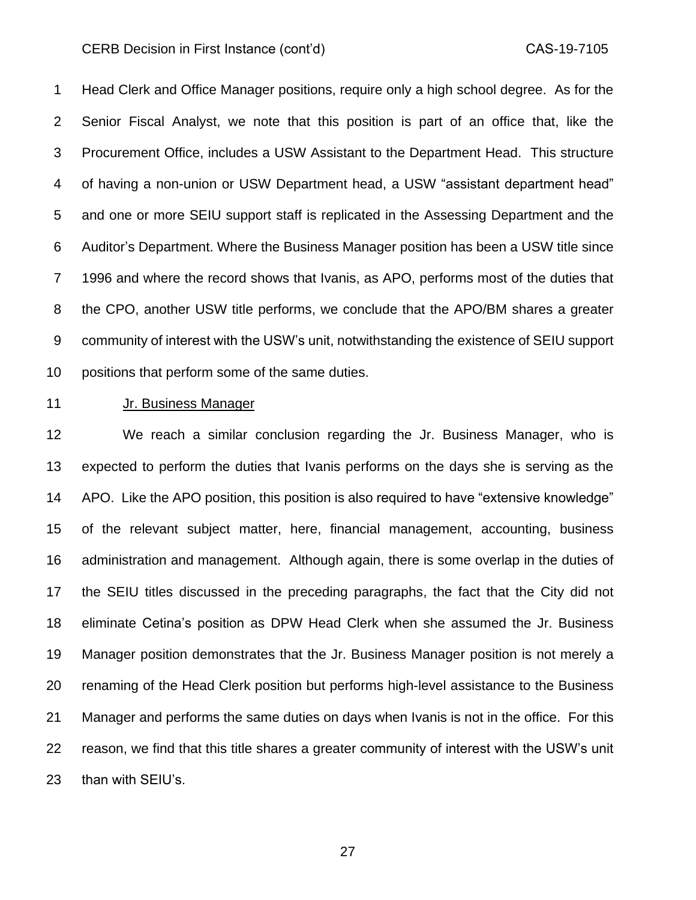Head Clerk and Office Manager positions, require only a high school degree. As for the Senior Fiscal Analyst, we note that this position is part of an office that, like the Procurement Office, includes a USW Assistant to the Department Head. This structure of having a non-union or USW Department head, a USW "assistant department head" and one or more SEIU support staff is replicated in the Assessing Department and the Auditor's Department. Where the Business Manager position has been a USW title since 1996 and where the record shows that Ivanis, as APO, performs most of the duties that the CPO, another USW title performs, we conclude that the APO/BM shares a greater community of interest with the USW's unit, notwithstanding the existence of SEIU support positions that perform some of the same duties.

<u>Jr. Business Manager</u>

We reach a similar conclusion regarding the Jr. Business Manager, who is expected to perform the duties that Ivanis performs on the days she is serving as the APO. Like the APO position, this position is also required to have "extensive knowledge" of the relevant subject matter, here, financial management, accounting, business administration and management. Although again, there is some overlap in the duties of the SEIU titles discussed in the preceding paragraphs, the fact that the City did not eliminate Cetina's position as DPW Head Clerk when she assumed the Jr. Business Manager position demonstrates that the Jr. Business Manager position is not merely a renaming of the Head Clerk position but performs high-level assistance to the Business Manager and performs the same duties on days when Ivanis is not in the office. For this reason, we find that this title shares a greater community of interest with the USW's unit than with SEIU's.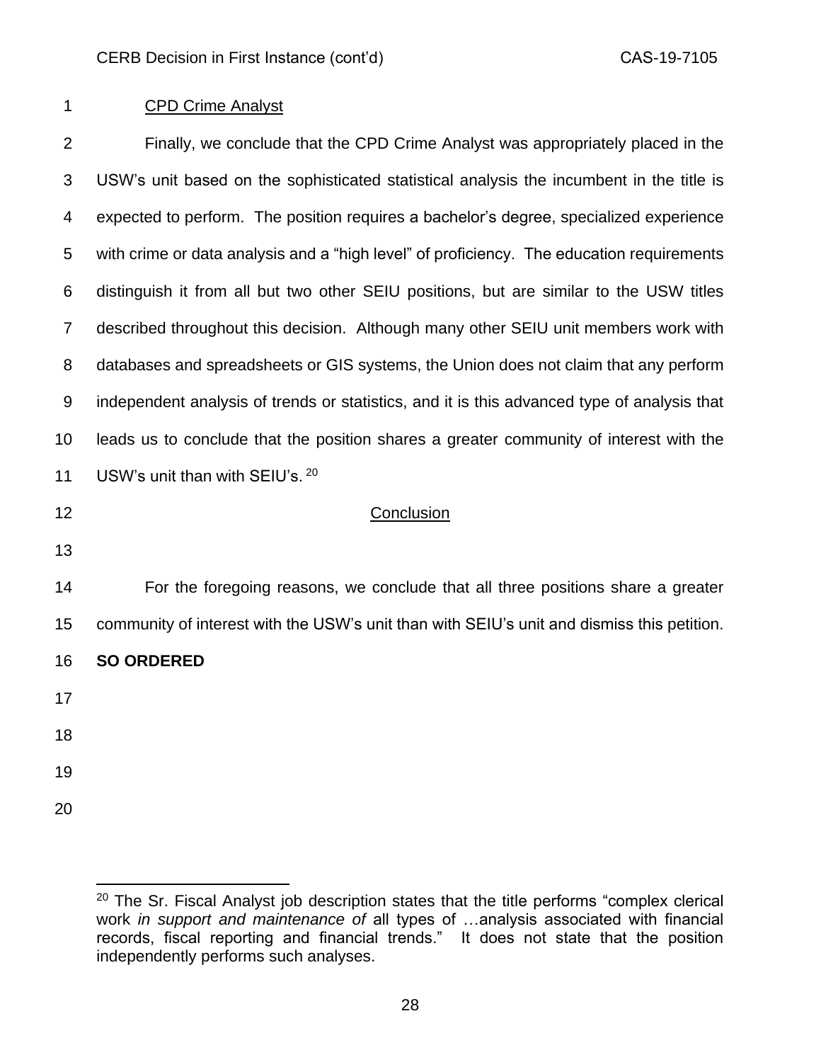CPD Crime Analyst

Finally, we conclude that the CPD Crime Analyst was appropriately placed in the USW's unit based on the sophisticated statistical analysis the incumbent in the title is expected to perform. The position requires a bachelor's degree, specialized experience with crime or data analysis and a "high level" of proficiency. The education requirements distinguish it from all but two other SEIU positions, but are similar to the USW titles described throughout this decision. Although many other SEIU unit members work with databases and spreadsheets or GIS systems, the Union does not claim that any perform independent analysis of trends or statistics, and it is this advanced type of analysis that leads us to conclude that the position shares a greater community of interest with the USW's unit than with SEIU's. [20]

## Conclusion

For the foregoing reasons, we conclude that all three positions share a greater community of interest with the USW's unit than with SEIU's unit and dismiss this petition.

**SO ORDERED**

---

[20] The Sr. Fiscal Analyst job description states that the title performs "complex clerical work *in support and maintenance of* all types of …analysis associated with financial records, fiscal reporting and financial trends." It does not state that the position independently performs such analyses.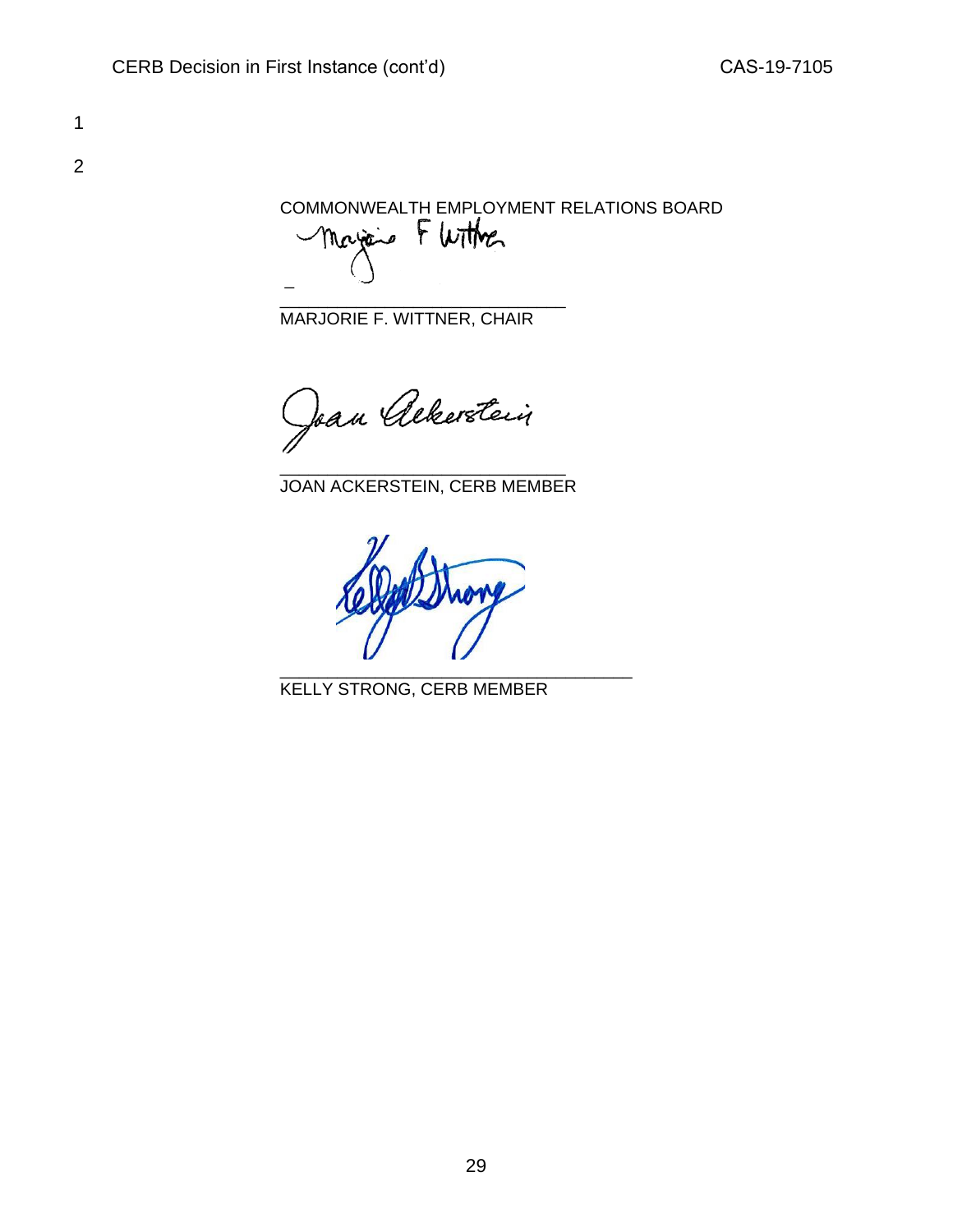COMMONWEALTH EMPLOYMENT RELATIONS BOARD

_______________________________
MARJORIE F. WITTNER, CHAIR

_______________________________
JOAN ACKERSTEIN, CERB MEMBER

_______________________________
KELLY STRONG, CERB MEMBER